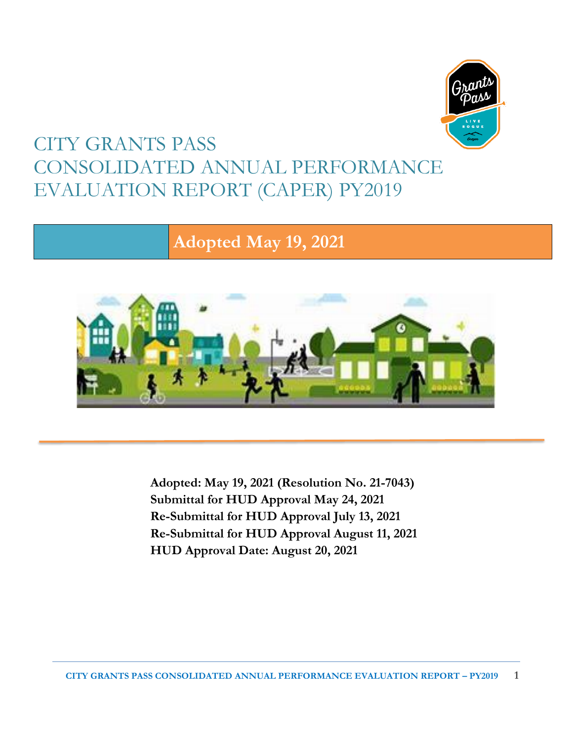# CITY GRANTS PASS CONSOLIDATED ANNUAL PERFORMANCE EVALUATION REPORT (CAPER) PY2019

## Adopted May 19, 2021

**Adopted: May 19, 2021 (Resolution No. 21-7043)**
**Submittal for HUD Approval May 24, 2021**
**Re-Submittal for HUD Approval July 13, 2021**
**Re-Submittal for HUD Approval August 11, 2021**
**HUD Approval Date: August 20, 2021**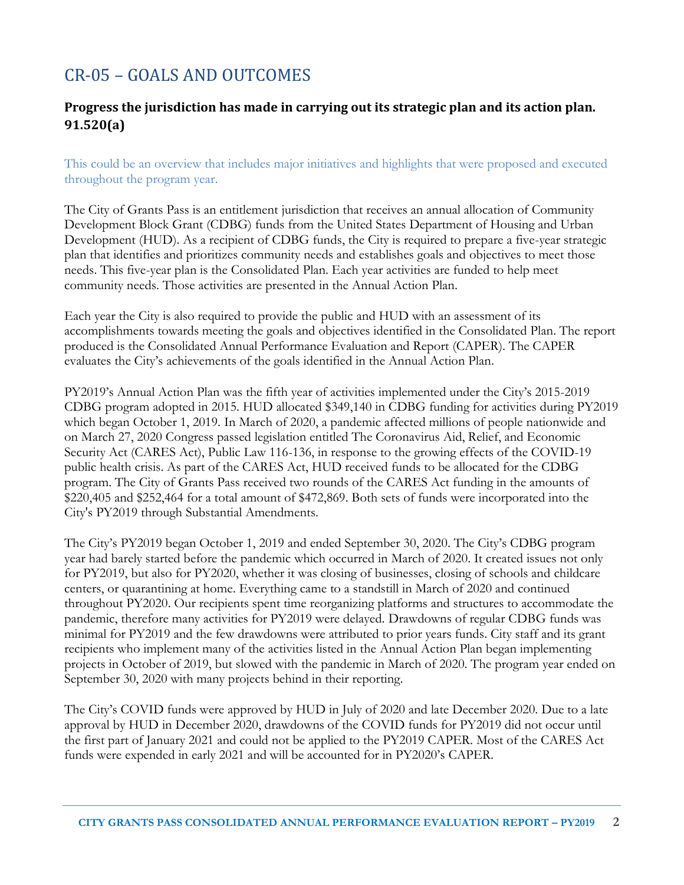# CR-05 – GOALS AND OUTCOMES

### Progress the jurisdiction has made in carrying out its strategic plan and its action plan. 91.520(a)

This could be an overview that includes major initiatives and highlights that were proposed and executed throughout the program year.

The City of Grants Pass is an entitlement jurisdiction that receives an annual allocation of Community Development Block Grant (CDBG) funds from the United States Department of Housing and Urban Development (HUD). As a recipient of CDBG funds, the City is required to prepare a five-year strategic plan that identifies and prioritizes community needs and establishes goals and objectives to meet those needs. This five-year plan is the Consolidated Plan. Each year activities are funded to help meet community needs. Those activities are presented in the Annual Action Plan.

Each year the City is also required to provide the public and HUD with an assessment of its accomplishments towards meeting the goals and objectives identified in the Consolidated Plan. The report produced is the Consolidated Annual Performance Evaluation and Report (CAPER). The CAPER evaluates the City's achievements of the goals identified in the Annual Action Plan.

PY2019's Annual Action Plan was the fifth year of activities implemented under the City's 2015-2019 CDBG program adopted in 2015. HUD allocated $349,140 in CDBG funding for activities during PY2019 which began October 1, 2019. In March of 2020, a pandemic affected millions of people nationwide and on March 27, 2020 Congress passed legislation entitled The Coronavirus Aid, Relief, and Economic Security Act (CARES Act), Public Law 116-136, in response to the growing effects of the COVID-19 public health crisis. As part of the CARES Act, HUD received funds to be allocated for the CDBG program. The City of Grants Pass received two rounds of the CARES Act funding in the amounts of $220,405 and $252,464 for a total amount of $472,869. Both sets of funds were incorporated into the City's PY2019 through Substantial Amendments.

The City's PY2019 began October 1, 2019 and ended September 30, 2020. The City's CDBG program year had barely started before the pandemic which occurred in March of 2020. It created issues not only for PY2019, but also for PY2020, whether it was closing of businesses, closing of schools and childcare centers, or quarantining at home. Everything came to a standstill in March of 2020 and continued throughout PY2020. Our recipients spent time reorganizing platforms and structures to accommodate the pandemic, therefore many activities for PY2019 were delayed. Drawdowns of regular CDBG funds was minimal for PY2019 and the few drawdowns were attributed to prior years funds. City staff and its grant recipients who implement many of the activities listed in the Annual Action Plan began implementing projects in October of 2019, but slowed with the pandemic in March of 2020. The program year ended on September 30, 2020 with many projects behind in their reporting.

The City's COVID funds were approved by HUD in July of 2020 and late December 2020. Due to a late approval by HUD in December 2020, drawdowns of the COVID funds for PY2019 did not occur until the first part of January 2021 and could not be applied to the PY2019 CAPER. Most of the CARES Act funds were expended in early 2021 and will be accounted for in PY2020's CAPER.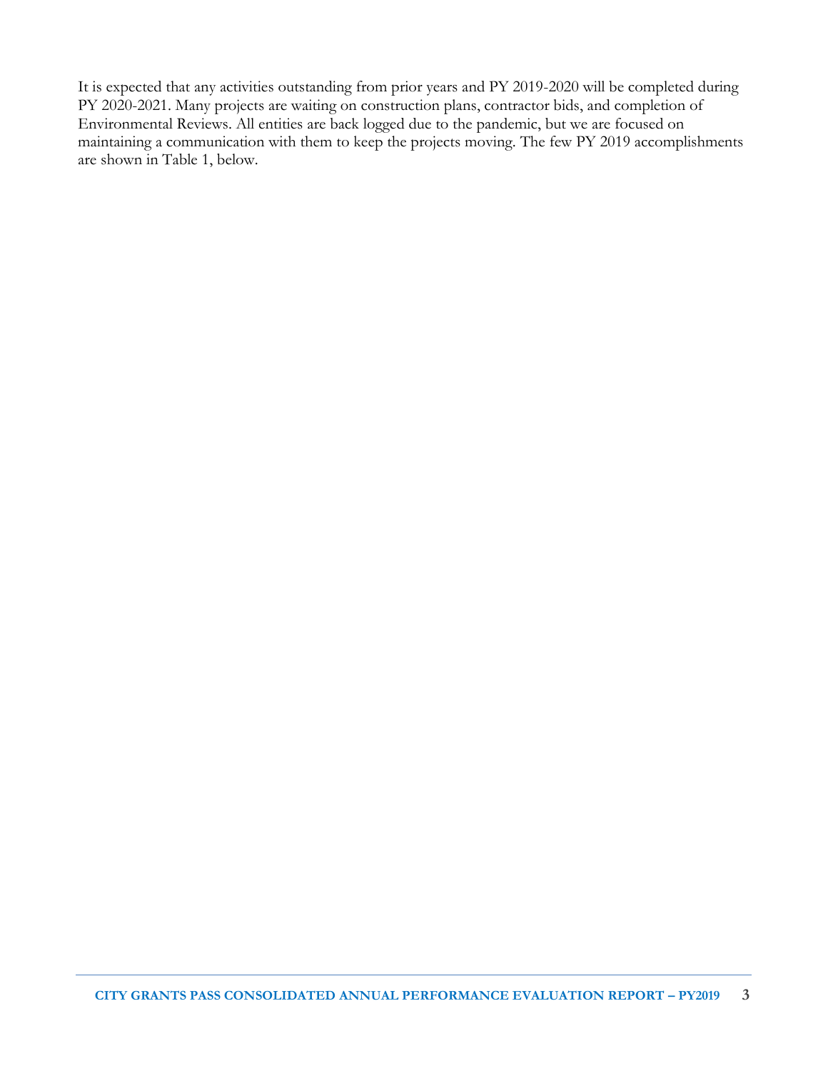It is expected that any activities outstanding from prior years and PY 2019-2020 will be completed during PY 2020-2021. Many projects are waiting on construction plans, contractor bids, and completion of Environmental Reviews. All entities are back logged due to the pandemic, but we are focused on maintaining a communication with them to keep the projects moving. The few PY 2019 accomplishments are shown in Table 1, below.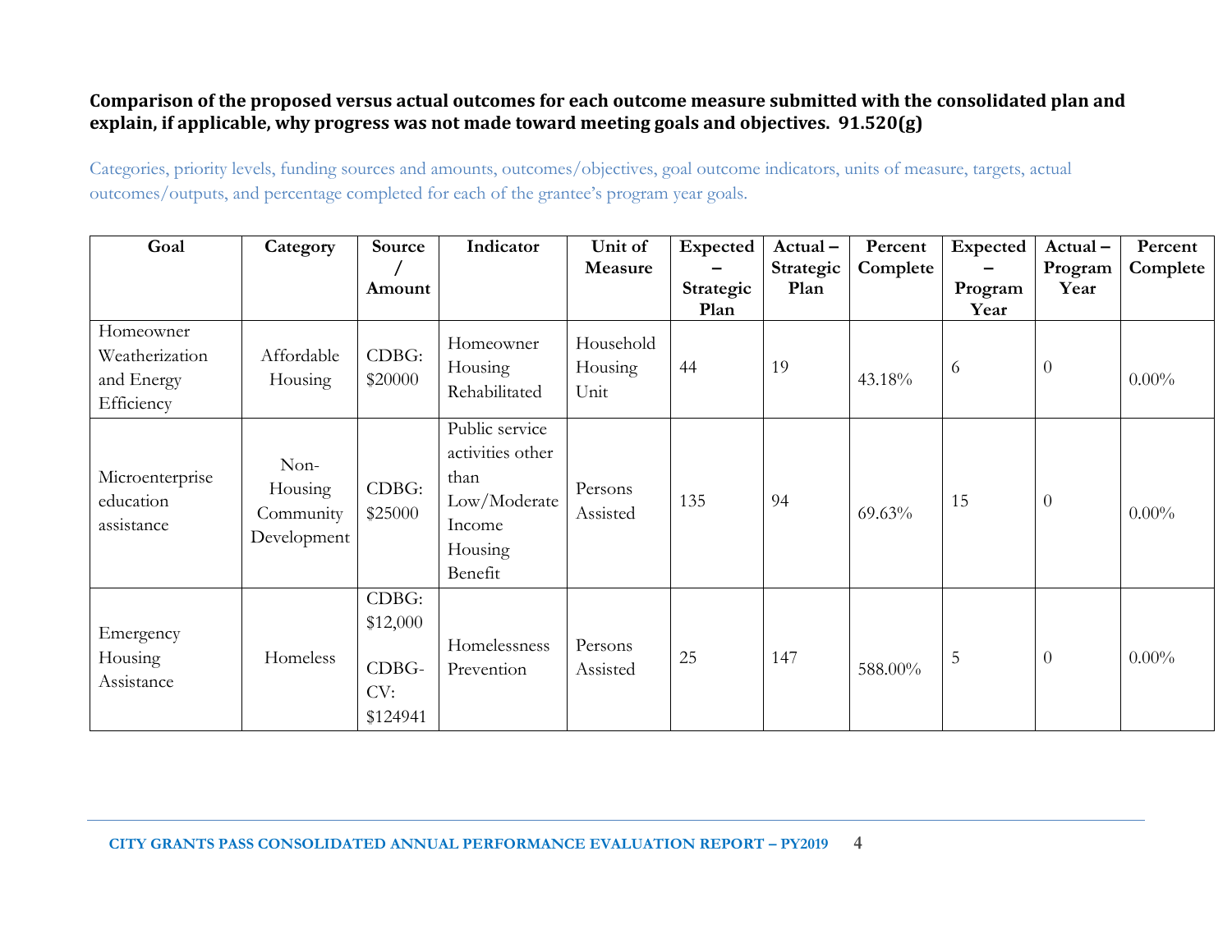**Comparison of the proposed versus actual outcomes for each outcome measure submitted with the consolidated plan and explain, if applicable, why progress was not made toward meeting goals and objectives. 91.520(g)**

Categories, priority levels, funding sources and amounts, outcomes/objectives, goal outcome indicators, units of measure, targets, actual outcomes/outputs, and percentage completed for each of the grantee's program year goals.

| Goal | Category | Source / Amount | Indicator | Unit of Measure | Expected – Strategic Plan | Actual – Strategic Plan | Percent Complete | Expected – Program Year | Actual – Program Year | Percent Complete |
|---|---|---|---|---|---|---|---|---|---|---|
| Homeowner Weatherization and Energy Efficiency | Affordable Housing | CDBG: $20000 | Homeowner Housing Rehabilitated | Household Housing Unit | 44 | 19 | 43.18% | 6 | 0 | 0.00% |
| Microenterprise education assistance | Non-Housing Community Development | CDBG: $25000 | Public service activities other than Low/Moderate Income Housing Benefit | Persons Assisted | 135 | 94 | 69.63% | 15 | 0 | 0.00% |
| Emergency Housing Assistance | Homeless | CDBG: $12,000 CDBG-CV: $124941 | Homelessness Prevention | Persons Assisted | 25 | 147 | 588.00% | 5 | 0 | 0.00% |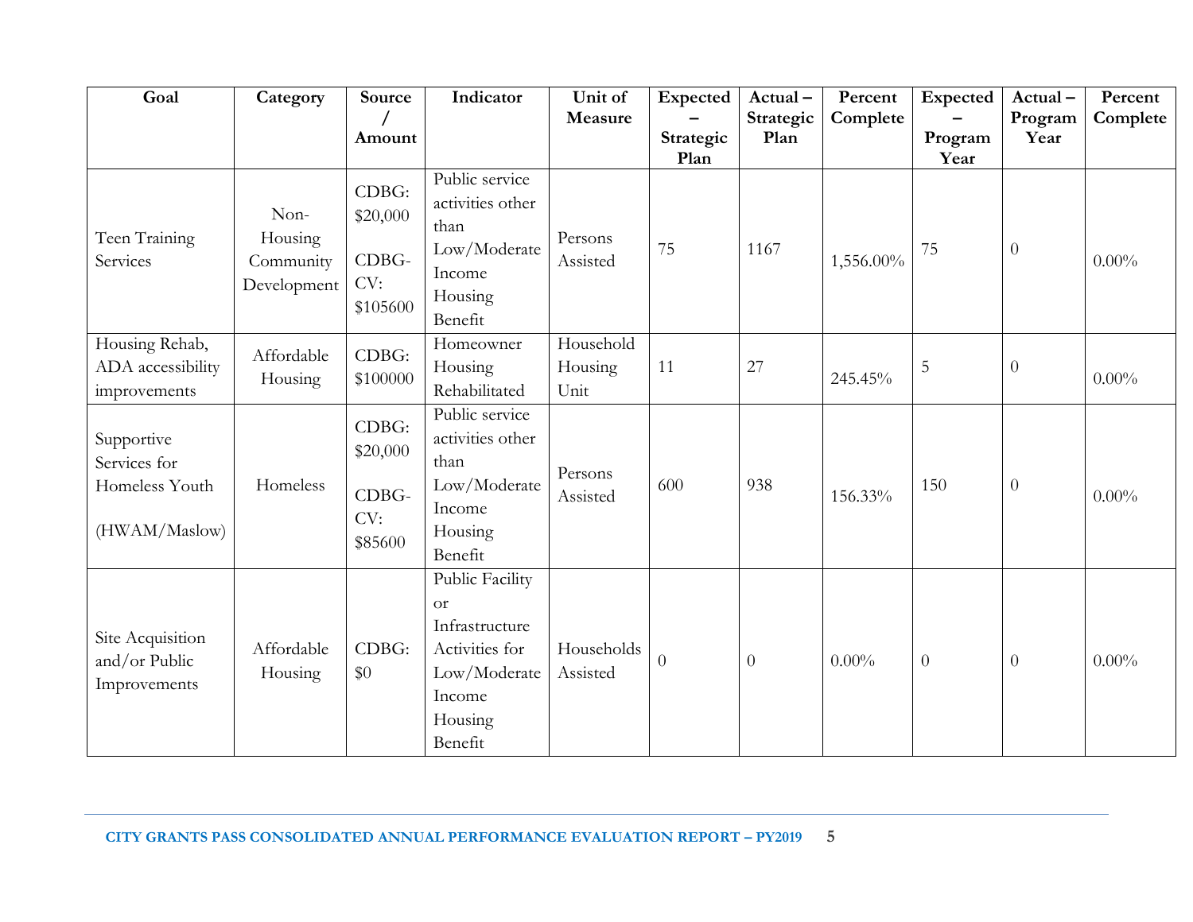| Goal | Category | Source / Amount | Indicator | Unit of Measure | Expected – Strategic Plan | Actual – Strategic Plan | Percent Complete | Expected – Program Year | Actual – Program Year | Percent Complete |
|---|---|---|---|---|---|---|---|---|---|---|
| Teen Training Services | Non-Housing Community Development | CDBG: $20,000 CDBG-CV: $105600 | Public service activities other than Low/Moderate Income Housing Benefit | Persons Assisted | 75 | 1167 | 1,556.00% | 75 | 0 | 0.00% |
| Housing Rehab, ADA accessibility improvements | Affordable Housing | CDBG: $100000 | Homeowner Housing Rehabilitated | Household Housing Unit | 11 | 27 | 245.45% | 5 | 0 | 0.00% |
| Supportive Services for Homeless Youth (HWAM/Maslow) | Homeless | CDBG: $20,000 CDBG-CV: $85600 | Public service activities other than Low/Moderate Income Housing Benefit | Persons Assisted | 600 | 938 | 156.33% | 150 | 0 | 0.00% |
| Site Acquisition and/or Public Improvements | Affordable Housing | CDBG: $0 | Public Facility or Infrastructure Activities for Low/Moderate Income Housing Benefit | Households Assisted | 0 | 0 | 0.00% | 0 | 0 | 0.00% |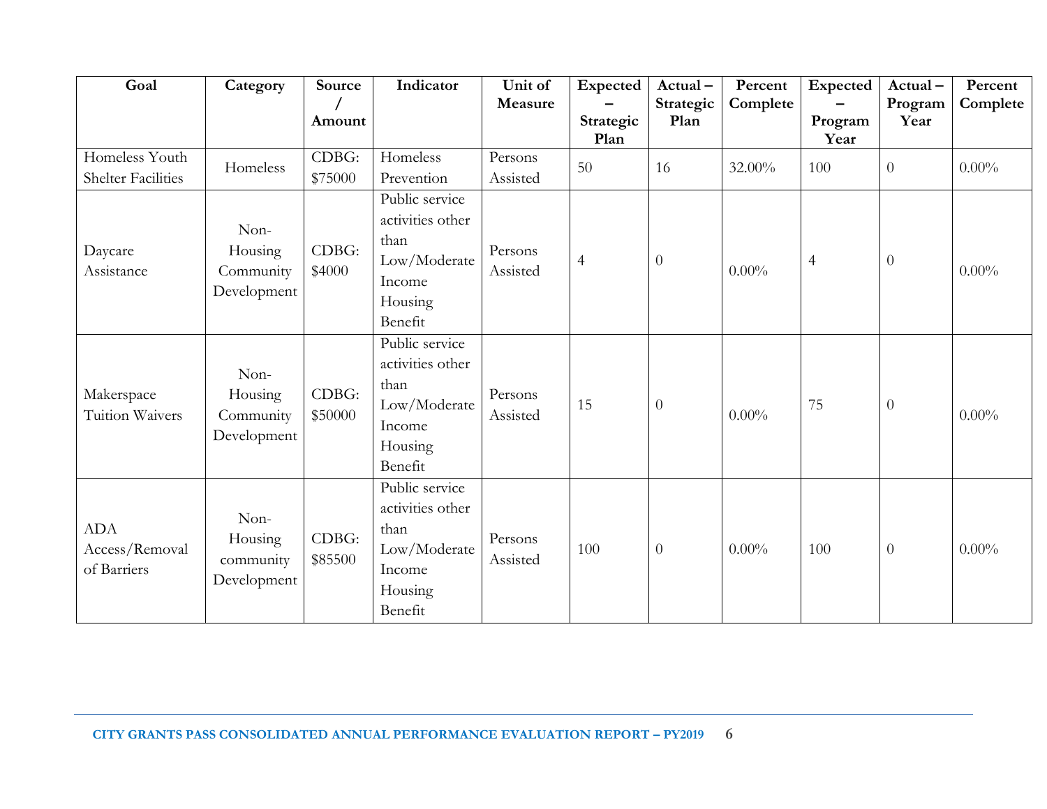| Goal | Category | Source / Amount | Indicator | Unit of Measure | Expected – Strategic Plan | Actual – Strategic Plan | Percent Complete | Expected – Program Year | Actual – Program Year | Percent Complete |
|---|---|---|---|---|---|---|---|---|---|---|
| Homeless Youth Shelter Facilities | Homeless | CDBG: $75000 | Homeless Prevention | Persons Assisted | 50 | 16 | 32.00% | 100 | 0 | 0.00% |
| Daycare Assistance | Non-Housing Community Development | CDBG: $4000 | Public service activities other than Low/Moderate Income Housing Benefit | Persons Assisted | 4 | 0 | 0.00% | 4 | 0 | 0.00% |
| Makerspace Tuition Waivers | Non-Housing Community Development | CDBG: $50000 | Public service activities other than Low/Moderate Income Housing Benefit | Persons Assisted | 15 | 0 | 0.00% | 75 | 0 | 0.00% |
| ADA Access/Removal of Barriers | Non-Housing community Development | CDBG: $85500 | Public service activities other than Low/Moderate Income Housing Benefit | Persons Assisted | 100 | 0 | 0.00% | 100 | 0 | 0.00% |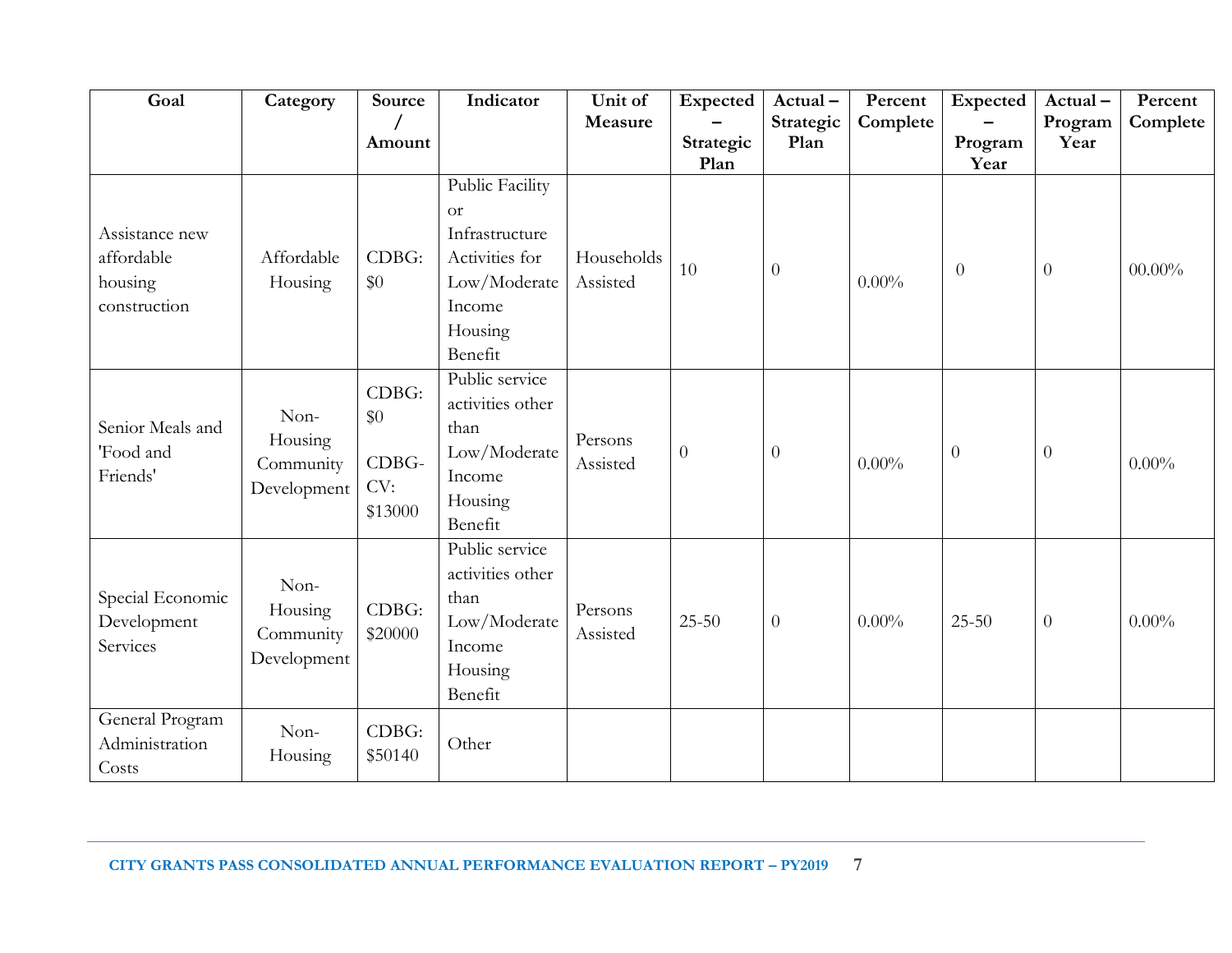| Goal | Category | Source / Amount | Indicator | Unit of Measure | Expected – Strategic Plan | Actual – Strategic Plan | Percent Complete | Expected – Program Year | Actual – Program Year | Percent Complete |
|---|---|---|---|---|---|---|---|---|---|---|
| Assistance new affordable housing construction | Affordable Housing | CDBG: $0 | Public Facility or Infrastructure Activities for Low/Moderate Income Housing Benefit | Households Assisted | 10 | 0 | 0.00% | 0 | 0 | 00.00% |
| Senior Meals and 'Food and Friends' | Non-Housing Community Development | CDBG: $0 CDBG-CV: $13000 | Public service activities other than Low/Moderate Income Housing Benefit | Persons Assisted | 0 | 0 | 0.00% | 0 | 0 | 0.00% |
| Special Economic Development Services | Non-Housing Community Development | CDBG: $20000 | Public service activities other than Low/Moderate Income Housing Benefit | Persons Assisted | 25-50 | 0 | 0.00% | 25-50 | 0 | 0.00% |
| General Program Administration Costs | Non-Housing | CDBG: $50140 | Other | | | | | | | |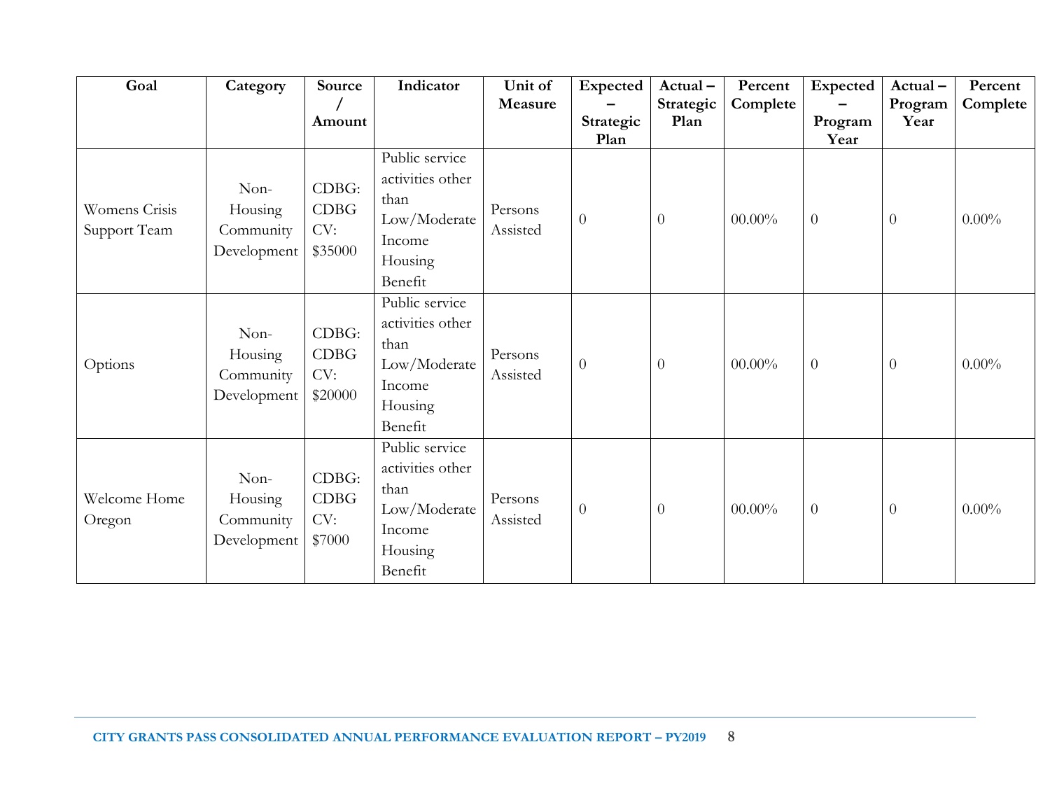| Goal | Category | Source / Amount | Indicator | Unit of Measure | Expected – Strategic Plan | Actual – Strategic Plan | Percent Complete | Expected – Program Year | Actual – Program Year | Percent Complete |
|---|---|---|---|---|---|---|---|---|---|---|
| Womens Crisis Support Team | Non-Housing Community Development | CDBG: CDBG CV: $35000 | Public service activities other than Low/Moderate Income Housing Benefit | Persons Assisted | 0 | 0 | 00.00% | 0 | 0 | 0.00% |
| Options | Non-Housing Community Development | CDBG: CDBG CV: $20000 | Public service activities other than Low/Moderate Income Housing Benefit | Persons Assisted | 0 | 0 | 00.00% | 0 | 0 | 0.00% |
| Welcome Home Oregon | Non-Housing Community Development | CDBG: CDBG CV: $7000 | Public service activities other than Low/Moderate Income Housing Benefit | Persons Assisted | 0 | 0 | 00.00% | 0 | 0 | 0.00% |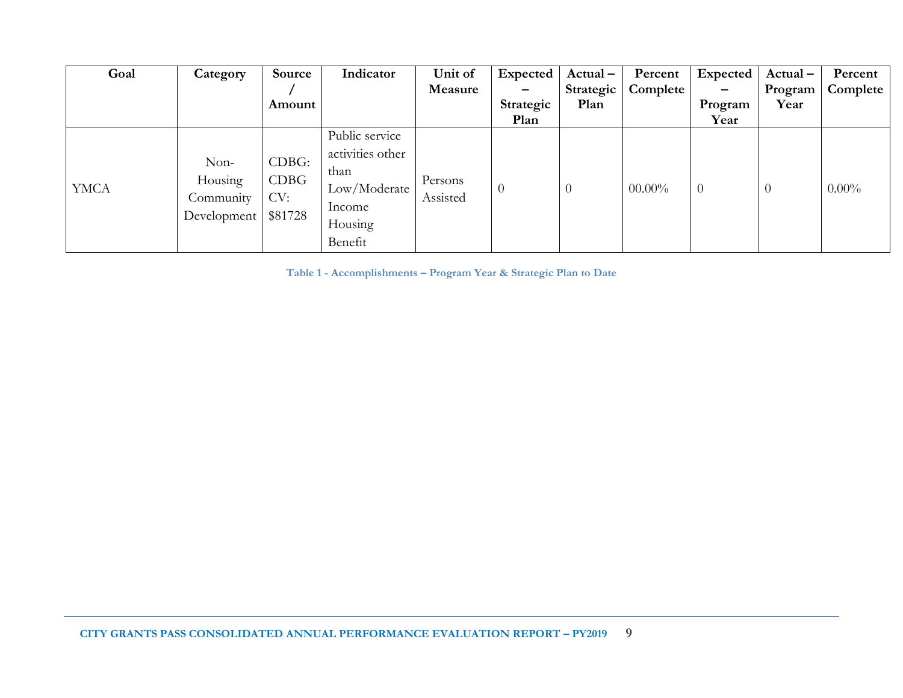| Goal | Category | Source / Amount | Indicator | Unit of Measure | Expected – Strategic Plan | Actual – Strategic Plan | Percent Complete | Expected – Program Year | Actual – Program Year | Percent Complete |
|---|---|---|---|---|---|---|---|---|---|---|
| YMCA | Non-Housing Community Development | CDBG: CDBG CV: $81728 | Public service activities other than Low/Moderate Income Housing Benefit | Persons Assisted | 0 | 0 | 00.00% | 0 | 0 | 0.00% |

**Table 1 - Accomplishments – Program Year & Strategic Plan to Date**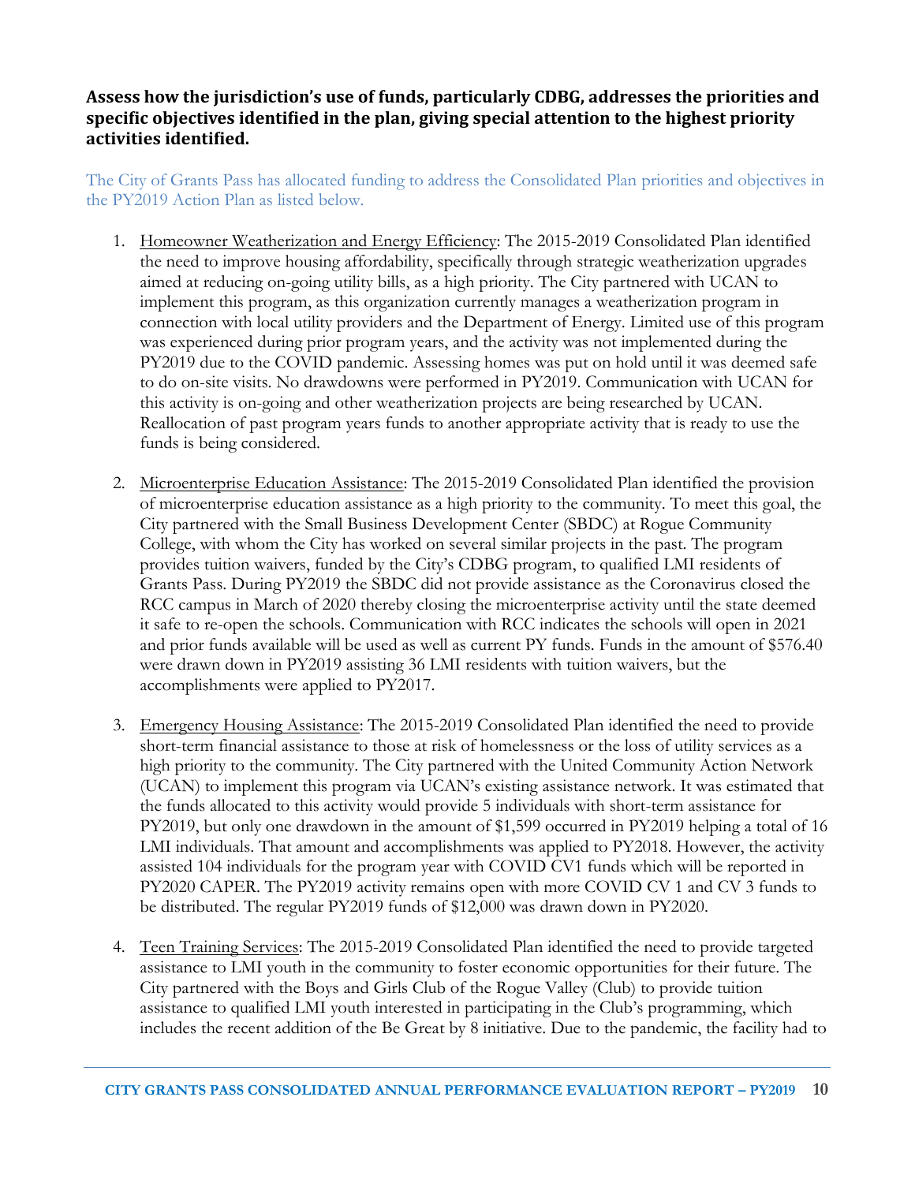**Assess how the jurisdiction's use of funds, particularly CDBG, addresses the priorities and specific objectives identified in the plan, giving special attention to the highest priority activities identified.**

The City of Grants Pass has allocated funding to address the Consolidated Plan priorities and objectives in the PY2019 Action Plan as listed below.

1. Homeowner Weatherization and Energy Efficiency: The 2015-2019 Consolidated Plan identified the need to improve housing affordability, specifically through strategic weatherization upgrades aimed at reducing on-going utility bills, as a high priority. The City partnered with UCAN to implement this program, as this organization currently manages a weatherization program in connection with local utility providers and the Department of Energy. Limited use of this program was experienced during prior program years, and the activity was not implemented during the PY2019 due to the COVID pandemic. Assessing homes was put on hold until it was deemed safe to do on-site visits. No drawdowns were performed in PY2019. Communication with UCAN for this activity is on-going and other weatherization projects are being researched by UCAN. Reallocation of past program years funds to another appropriate activity that is ready to use the funds is being considered.

2. Microenterprise Education Assistance: The 2015-2019 Consolidated Plan identified the provision of microenterprise education assistance as a high priority to the community. To meet this goal, the City partnered with the Small Business Development Center (SBDC) at Rogue Community College, with whom the City has worked on several similar projects in the past. The program provides tuition waivers, funded by the City's CDBG program, to qualified LMI residents of Grants Pass. During PY2019 the SBDC did not provide assistance as the Coronavirus closed the RCC campus in March of 2020 thereby closing the microenterprise activity until the state deemed it safe to re-open the schools. Communication with RCC indicates the schools will open in 2021 and prior funds available will be used as well as current PY funds. Funds in the amount of $576.40 were drawn down in PY2019 assisting 36 LMI residents with tuition waivers, but the accomplishments were applied to PY2017.

3. Emergency Housing Assistance: The 2015-2019 Consolidated Plan identified the need to provide short-term financial assistance to those at risk of homelessness or the loss of utility services as a high priority to the community. The City partnered with the United Community Action Network (UCAN) to implement this program via UCAN's existing assistance network. It was estimated that the funds allocated to this activity would provide 5 individuals with short-term assistance for PY2019, but only one drawdown in the amount of $1,599 occurred in PY2019 helping a total of 16 LMI individuals. That amount and accomplishments was applied to PY2018. However, the activity assisted 104 individuals for the program year with COVID CV1 funds which will be reported in PY2020 CAPER. The PY2019 activity remains open with more COVID CV 1 and CV 3 funds to be distributed. The regular PY2019 funds of $12,000 was drawn down in PY2020.

4. Teen Training Services: The 2015-2019 Consolidated Plan identified the need to provide targeted assistance to LMI youth in the community to foster economic opportunities for their future. The City partnered with the Boys and Girls Club of the Rogue Valley (Club) to provide tuition assistance to qualified LMI youth interested in participating in the Club's programming, which includes the recent addition of the Be Great by 8 initiative. Due to the pandemic, the facility had to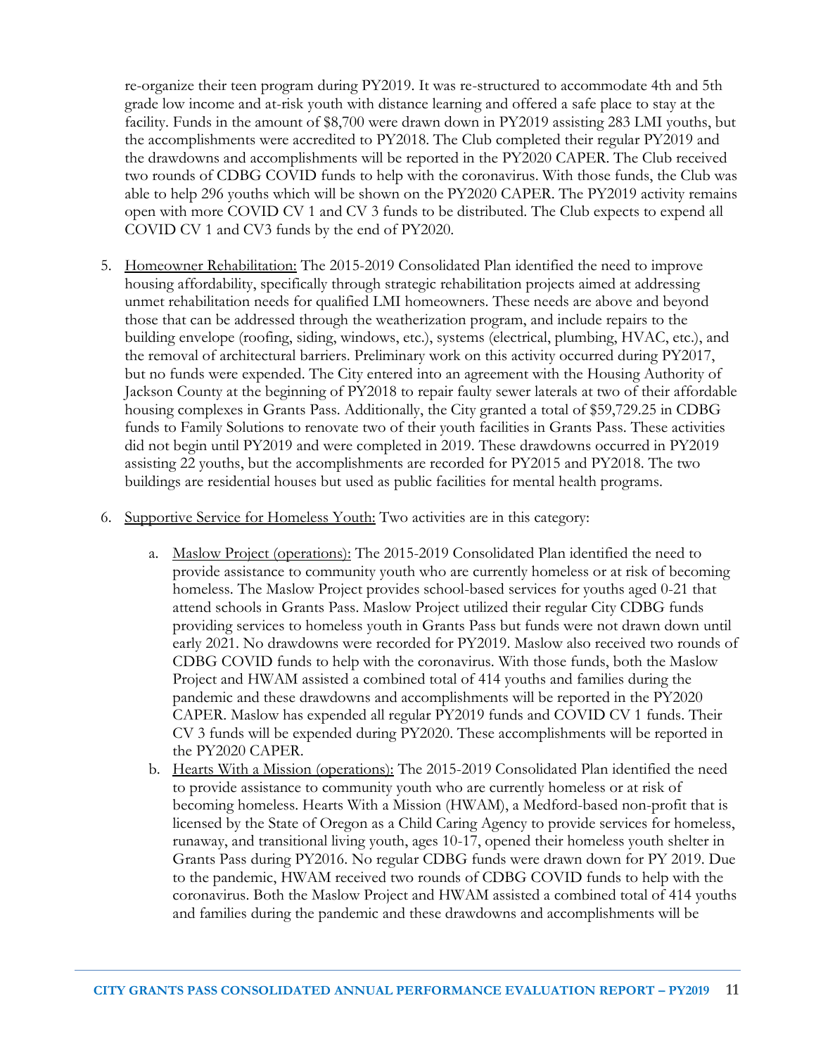re-organize their teen program during PY2019. It was re-structured to accommodate 4th and 5th grade low income and at-risk youth with distance learning and offered a safe place to stay at the facility. Funds in the amount of $8,700 were drawn down in PY2019 assisting 283 LMI youths, but the accomplishments were accredited to PY2018. The Club completed their regular PY2019 and the drawdowns and accomplishments will be reported in the PY2020 CAPER. The Club received two rounds of CDBG COVID funds to help with the coronavirus. With those funds, the Club was able to help 296 youths which will be shown on the PY2020 CAPER. The PY2019 activity remains open with more COVID CV 1 and CV 3 funds to be distributed. The Club expects to expend all COVID CV 1 and CV3 funds by the end of PY2020.

5. Homeowner Rehabilitation: The 2015-2019 Consolidated Plan identified the need to improve housing affordability, specifically through strategic rehabilitation projects aimed at addressing unmet rehabilitation needs for qualified LMI homeowners. These needs are above and beyond those that can be addressed through the weatherization program, and include repairs to the building envelope (roofing, siding, windows, etc.), systems (electrical, plumbing, HVAC, etc.), and the removal of architectural barriers. Preliminary work on this activity occurred during PY2017, but no funds were expended. The City entered into an agreement with the Housing Authority of Jackson County at the beginning of PY2018 to repair faulty sewer laterals at two of their affordable housing complexes in Grants Pass. Additionally, the City granted a total of $59,729.25 in CDBG funds to Family Solutions to renovate two of their youth facilities in Grants Pass. These activities did not begin until PY2019 and were completed in 2019. These drawdowns occurred in PY2019 assisting 22 youths, but the accomplishments are recorded for PY2015 and PY2018. The two buildings are residential houses but used as public facilities for mental health programs.

6. Supportive Service for Homeless Youth: Two activities are in this category:

    a. Maslow Project (operations): The 2015-2019 Consolidated Plan identified the need to provide assistance to community youth who are currently homeless or at risk of becoming homeless. The Maslow Project provides school-based services for youths aged 0-21 that attend schools in Grants Pass. Maslow Project utilized their regular City CDBG funds providing services to homeless youth in Grants Pass but funds were not drawn down until early 2021. No drawdowns were recorded for PY2019. Maslow also received two rounds of CDBG COVID funds to help with the coronavirus. With those funds, both the Maslow Project and HWAM assisted a combined total of 414 youths and families during the pandemic and these drawdowns and accomplishments will be reported in the PY2020 CAPER. Maslow has expended all regular PY2019 funds and COVID CV 1 funds. Their CV 3 funds will be expended during PY2020. These accomplishments will be reported in the PY2020 CAPER.

    b. Hearts With a Mission (operations): The 2015-2019 Consolidated Plan identified the need to provide assistance to community youth who are currently homeless or at risk of becoming homeless. Hearts With a Mission (HWAM), a Medford-based non-profit that is licensed by the State of Oregon as a Child Caring Agency to provide services for homeless, runaway, and transitional living youth, ages 10-17, opened their homeless youth shelter in Grants Pass during PY2016. No regular CDBG funds were drawn down for PY 2019. Due to the pandemic, HWAM received two rounds of CDBG COVID funds to help with the coronavirus. Both the Maslow Project and HWAM assisted a combined total of 414 youths and families during the pandemic and these drawdowns and accomplishments will be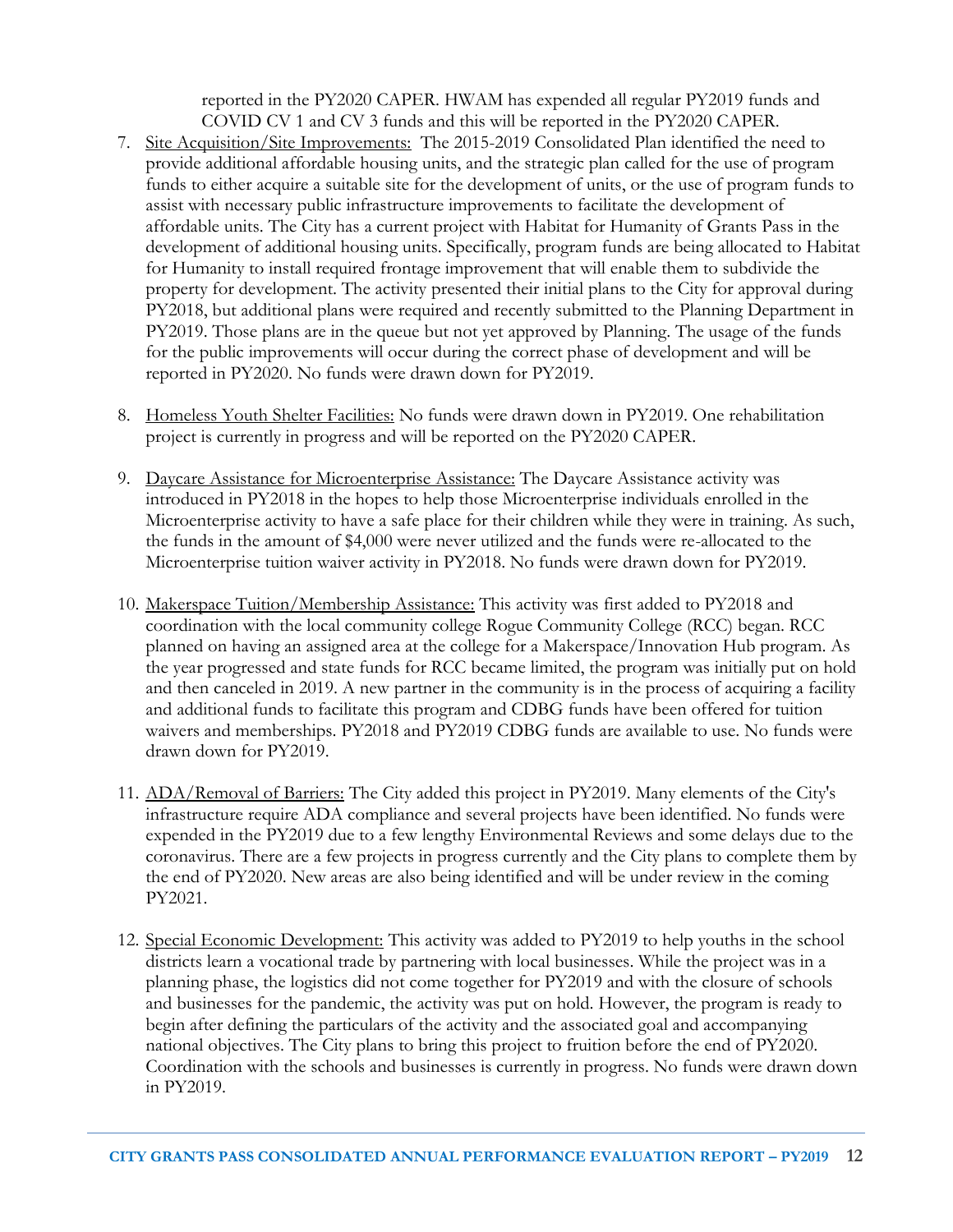reported in the PY2020 CAPER. HWAM has expended all regular PY2019 funds and COVID CV 1 and CV 3 funds and this will be reported in the PY2020 CAPER.

7. Site Acquisition/Site Improvements: The 2015-2019 Consolidated Plan identified the need to provide additional affordable housing units, and the strategic plan called for the use of program funds to either acquire a suitable site for the development of units, or the use of program funds to assist with necessary public infrastructure improvements to facilitate the development of affordable units. The City has a current project with Habitat for Humanity of Grants Pass in the development of additional housing units. Specifically, program funds are being allocated to Habitat for Humanity to install required frontage improvement that will enable them to subdivide the property for development. The activity presented their initial plans to the City for approval during PY2018, but additional plans were required and recently submitted to the Planning Department in PY2019. Those plans are in the queue but not yet approved by Planning. The usage of the funds for the public improvements will occur during the correct phase of development and will be reported in PY2020. No funds were drawn down for PY2019.

8. Homeless Youth Shelter Facilities: No funds were drawn down in PY2019. One rehabilitation project is currently in progress and will be reported on the PY2020 CAPER.

9. Daycare Assistance for Microenterprise Assistance: The Daycare Assistance activity was introduced in PY2018 in the hopes to help those Microenterprise individuals enrolled in the Microenterprise activity to have a safe place for their children while they were in training. As such, the funds in the amount of $4,000 were never utilized and the funds were re-allocated to the Microenterprise tuition waiver activity in PY2018. No funds were drawn down for PY2019.

10. Makerspace Tuition/Membership Assistance: This activity was first added to PY2018 and coordination with the local community college Rogue Community College (RCC) began. RCC planned on having an assigned area at the college for a Makerspace/Innovation Hub program. As the year progressed and state funds for RCC became limited, the program was initially put on hold and then canceled in 2019. A new partner in the community is in the process of acquiring a facility and additional funds to facilitate this program and CDBG funds have been offered for tuition waivers and memberships. PY2018 and PY2019 CDBG funds are available to use. No funds were drawn down for PY2019.

11. ADA/Removal of Barriers: The City added this project in PY2019. Many elements of the City's infrastructure require ADA compliance and several projects have been identified. No funds were expended in the PY2019 due to a few lengthy Environmental Reviews and some delays due to the coronavirus. There are a few projects in progress currently and the City plans to complete them by the end of PY2020. New areas are also being identified and will be under review in the coming PY2021.

12. Special Economic Development: This activity was added to PY2019 to help youths in the school districts learn a vocational trade by partnering with local businesses. While the project was in a planning phase, the logistics did not come together for PY2019 and with the closure of schools and businesses for the pandemic, the activity was put on hold. However, the program is ready to begin after defining the particulars of the activity and the associated goal and accompanying national objectives. The City plans to bring this project to fruition before the end of PY2020. Coordination with the schools and businesses is currently in progress. No funds were drawn down in PY2019.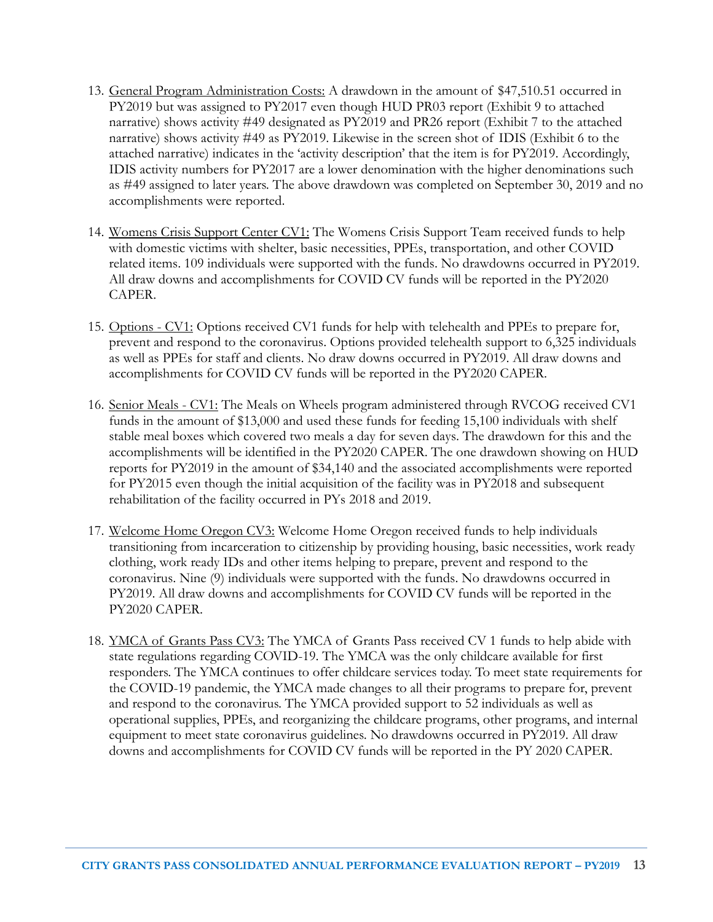13. General Program Administration Costs: A drawdown in the amount of $47,510.51 occurred in PY2019 but was assigned to PY2017 even though HUD PR03 report (Exhibit 9 to attached narrative) shows activity #49 designated as PY2019 and PR26 report (Exhibit 7 to the attached narrative) shows activity #49 as PY2019. Likewise in the screen shot of IDIS (Exhibit 6 to the attached narrative) indicates in the 'activity description' that the item is for PY2019. Accordingly, IDIS activity numbers for PY2017 are a lower denomination with the higher denominations such as #49 assigned to later years. The above drawdown was completed on September 30, 2019 and no accomplishments were reported.

14. Womens Crisis Support Center CV1: The Womens Crisis Support Team received funds to help with domestic victims with shelter, basic necessities, PPEs, transportation, and other COVID related items. 109 individuals were supported with the funds. No drawdowns occurred in PY2019. All draw downs and accomplishments for COVID CV funds will be reported in the PY2020 CAPER.

15. Options - CV1: Options received CV1 funds for help with telehealth and PPEs to prepare for, prevent and respond to the coronavirus. Options provided telehealth support to 6,325 individuals as well as PPEs for staff and clients. No draw downs occurred in PY2019. All draw downs and accomplishments for COVID CV funds will be reported in the PY2020 CAPER.

16. Senior Meals - CV1: The Meals on Wheels program administered through RVCOG received CV1 funds in the amount of $13,000 and used these funds for feeding 15,100 individuals with shelf stable meal boxes which covered two meals a day for seven days. The drawdown for this and the accomplishments will be identified in the PY2020 CAPER. The one drawdown showing on HUD reports for PY2019 in the amount of $34,140 and the associated accomplishments were reported for PY2015 even though the initial acquisition of the facility was in PY2018 and subsequent rehabilitation of the facility occurred in PYs 2018 and 2019.

17. Welcome Home Oregon CV3: Welcome Home Oregon received funds to help individuals transitioning from incarceration to citizenship by providing housing, basic necessities, work ready clothing, work ready IDs and other items helping to prepare, prevent and respond to the coronavirus. Nine (9) individuals were supported with the funds. No drawdowns occurred in PY2019. All draw downs and accomplishments for COVID CV funds will be reported in the PY2020 CAPER.

18. YMCA of Grants Pass CV3: The YMCA of Grants Pass received CV 1 funds to help abide with state regulations regarding COVID-19. The YMCA was the only childcare available for first responders. The YMCA continues to offer childcare services today. To meet state requirements for the COVID-19 pandemic, the YMCA made changes to all their programs to prepare for, prevent and respond to the coronavirus. The YMCA provided support to 52 individuals as well as operational supplies, PPEs, and reorganizing the childcare programs, other programs, and internal equipment to meet state coronavirus guidelines. No drawdowns occurred in PY2019. All draw downs and accomplishments for COVID CV funds will be reported in the PY 2020 CAPER.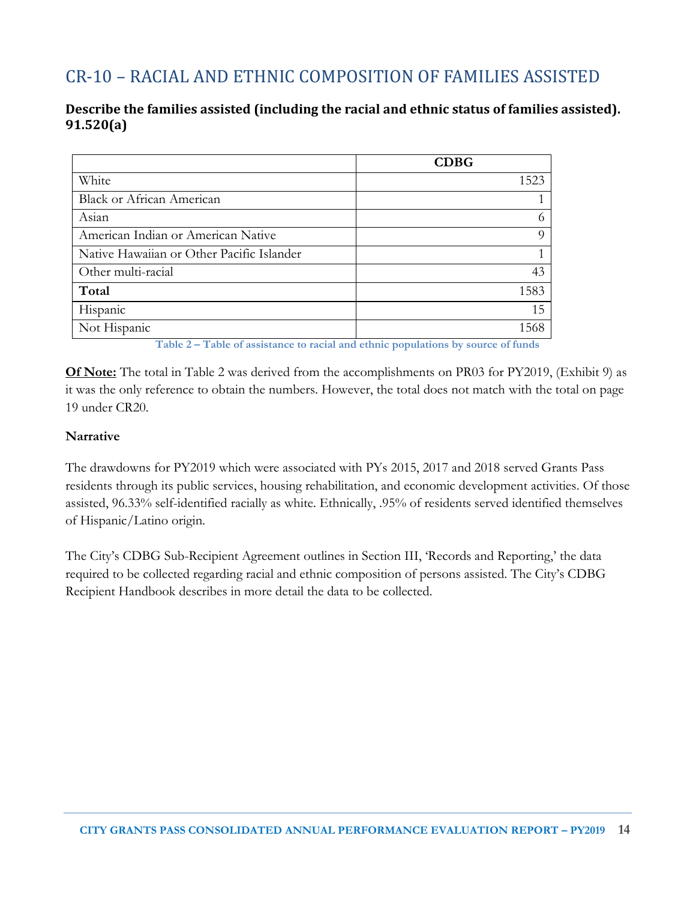## CR-10 – RACIAL AND ETHNIC COMPOSITION OF FAMILIES ASSISTED

### Describe the families assisted (including the racial and ethnic status of families assisted). 91.520(a)

| | CDBG |
|---|---|
| White | 1523 |
| Black or African American | 1 |
| Asian | 6 |
| American Indian or American Native | 9 |
| Native Hawaiian or Other Pacific Islander | 1 |
| Other multi-racial | 43 |
| **Total** | 1583 |
| Hispanic | 15 |
| Not Hispanic | 1568 |

Table 2 – Table of assistance to racial and ethnic populations by source of funds

**Of Note:** The total in Table 2 was derived from the accomplishments on PR03 for PY2019, (Exhibit 9) as it was the only reference to obtain the numbers. However, the total does not match with the total on page 19 under CR20.

**Narrative**

The drawdowns for PY2019 which were associated with PYs 2015, 2017 and 2018 served Grants Pass residents through its public services, housing rehabilitation, and economic development activities. Of those assisted, 96.33% self-identified racially as white. Ethnically, .95% of residents served identified themselves of Hispanic/Latino origin.

The City's CDBG Sub-Recipient Agreement outlines in Section III, 'Records and Reporting,' the data required to be collected regarding racial and ethnic composition of persons assisted. The City's CDBG Recipient Handbook describes in more detail the data to be collected.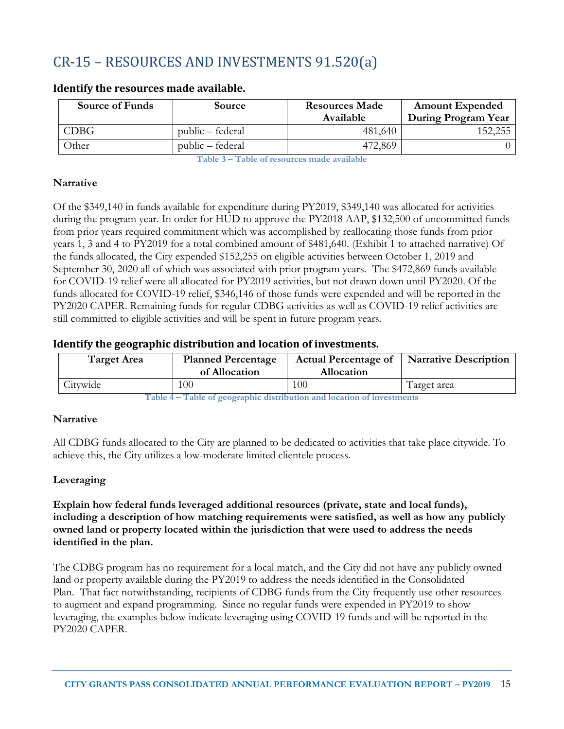# CR-15 – RESOURCES AND INVESTMENTS 91.520(a)

### Identify the resources made available.

| Source of Funds | Source | Resources Made Available | Amount Expended During Program Year |
|---|---|---|---|
| CDBG | public – federal | 481,640 | 152,255 |
| Other | public – federal | 472,869 | 0 |

Table 3 – Table of resources made available

**Narrative**

Of the $349,140 in funds available for expenditure during PY2019, $349,140 was allocated for activities during the program year. In order for HUD to approve the PY2018 AAP, $132,500 of uncommitted funds from prior years required commitment which was accomplished by reallocating those funds from prior years 1, 3 and 4 to PY2019 for a total combined amount of $481,640. (Exhibit 1 to attached narrative) Of the funds allocated, the City expended $152,255 on eligible activities between October 1, 2019 and September 30, 2020 all of which was associated with prior program years. The $472,869 funds available for COVID-19 relief were all allocated for PY2019 activities, but not drawn down until PY2020. Of the funds allocated for COVID-19 relief, $346,146 of those funds were expended and will be reported in the PY2020 CAPER. Remaining funds for regular CDBG activities as well as COVID-19 relief activities are still committed to eligible activities and will be spent in future program years.

### Identify the geographic distribution and location of investments.

| Target Area | Planned Percentage of Allocation | Actual Percentage of Allocation | Narrative Description |
|---|---|---|---|
| Citywide | 100 | 100 | Target area |

Table 4 – Table of geographic distribution and location of investments

**Narrative**

All CDBG funds allocated to the City are planned to be dedicated to activities that take place citywide. To achieve this, the City utilizes a low-moderate limited clientele process.

**Leveraging**

**Explain how federal funds leveraged additional resources (private, state and local funds), including a description of how matching requirements were satisfied, as well as how any publicly owned land or property located within the jurisdiction that were used to address the needs identified in the plan.**

The CDBG program has no requirement for a local match, and the City did not have any publicly owned land or property available during the PY2019 to address the needs identified in the Consolidated Plan. That fact notwithstanding, recipients of CDBG funds from the City frequently use other resources to augment and expand programming. Since no regular funds were expended in PY2019 to show leveraging, the examples below indicate leveraging using COVID-19 funds and will be reported in the PY2020 CAPER.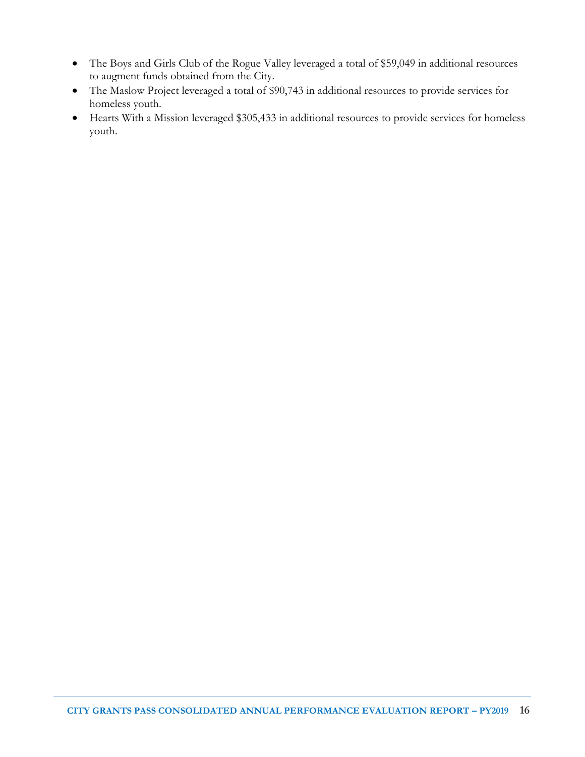- The Boys and Girls Club of the Rogue Valley leveraged a total of $59,049 in additional resources to augment funds obtained from the City.
- The Maslow Project leveraged a total of $90,743 in additional resources to provide services for homeless youth.
- Hearts With a Mission leveraged $305,433 in additional resources to provide services for homeless youth.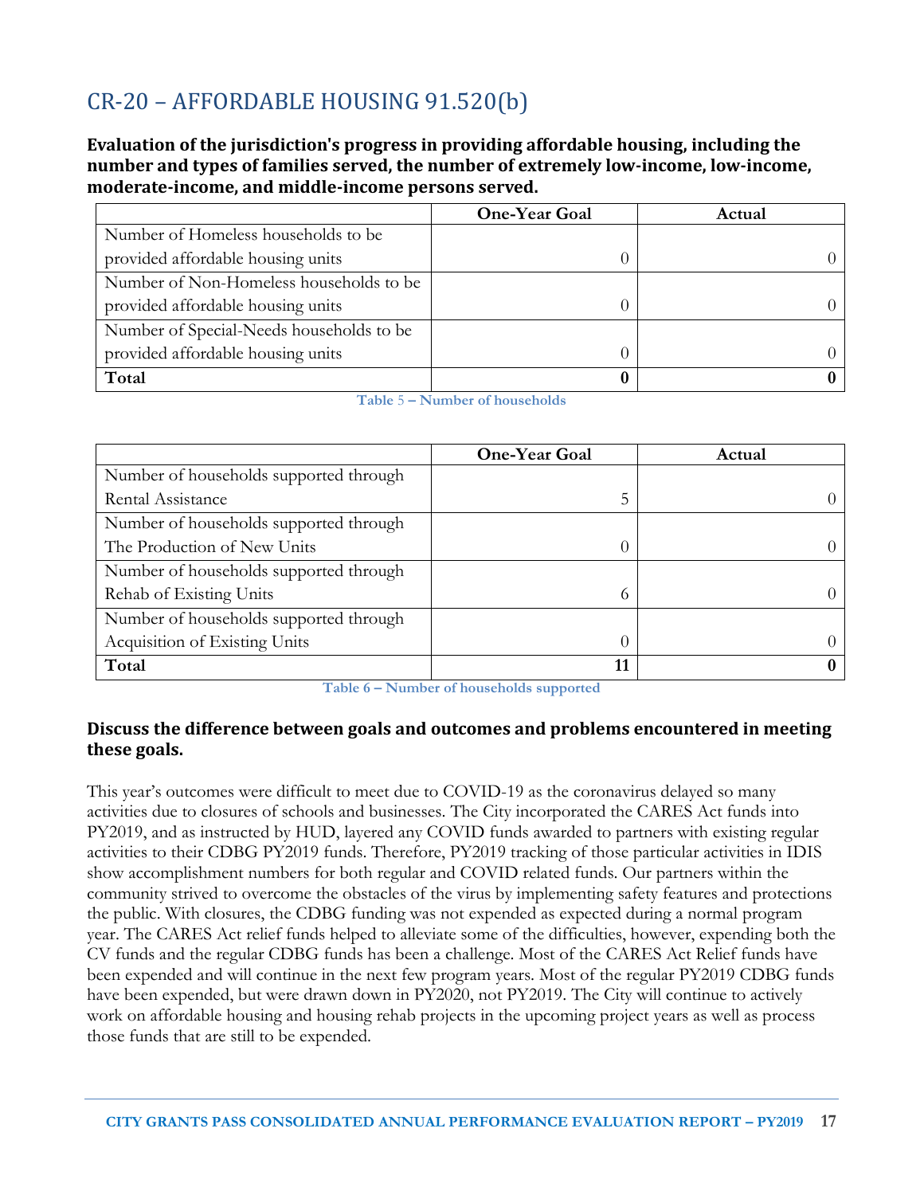# CR-20 – AFFORDABLE HOUSING 91.520(b)

**Evaluation of the jurisdiction's progress in providing affordable housing, including the number and types of families served, the number of extremely low-income, low-income, moderate-income, and middle-income persons served.**

| | One-Year Goal | Actual |
|---|---|---|
| Number of Homeless households to be provided affordable housing units | 0 | 0 |
| Number of Non-Homeless households to be provided affordable housing units | 0 | 0 |
| Number of Special-Needs households to be provided affordable housing units | 0 | 0 |
| **Total** | **0** | **0** |

Table 5 – Number of households

| | One-Year Goal | Actual |
|---|---|---|
| Number of households supported through Rental Assistance | 5 | 0 |
| Number of households supported through The Production of New Units | 0 | 0 |
| Number of households supported through Rehab of Existing Units | 6 | 0 |
| Number of households supported through Acquisition of Existing Units | 0 | 0 |
| **Total** | **11** | **0** |

Table 6 – Number of households supported

**Discuss the difference between goals and outcomes and problems encountered in meeting these goals.**

This year's outcomes were difficult to meet due to COVID-19 as the coronavirus delayed so many activities due to closures of schools and businesses. The City incorporated the CARES Act funds into PY2019, and as instructed by HUD, layered any COVID funds awarded to partners with existing regular activities to their CDBG PY2019 funds. Therefore, PY2019 tracking of those particular activities in IDIS show accomplishment numbers for both regular and COVID related funds. Our partners within the community strived to overcome the obstacles of the virus by implementing safety features and protections the public. With closures, the CDBG funding was not expended as expected during a normal program year. The CARES Act relief funds helped to alleviate some of the difficulties, however, expending both the CV funds and the regular CDBG funds has been a challenge. Most of the CARES Act Relief funds have been expended and will continue in the next few program years. Most of the regular PY2019 CDBG funds have been expended, but were drawn down in PY2020, not PY2019. The City will continue to actively work on affordable housing and housing rehab projects in the upcoming project years as well as process those funds that are still to be expended.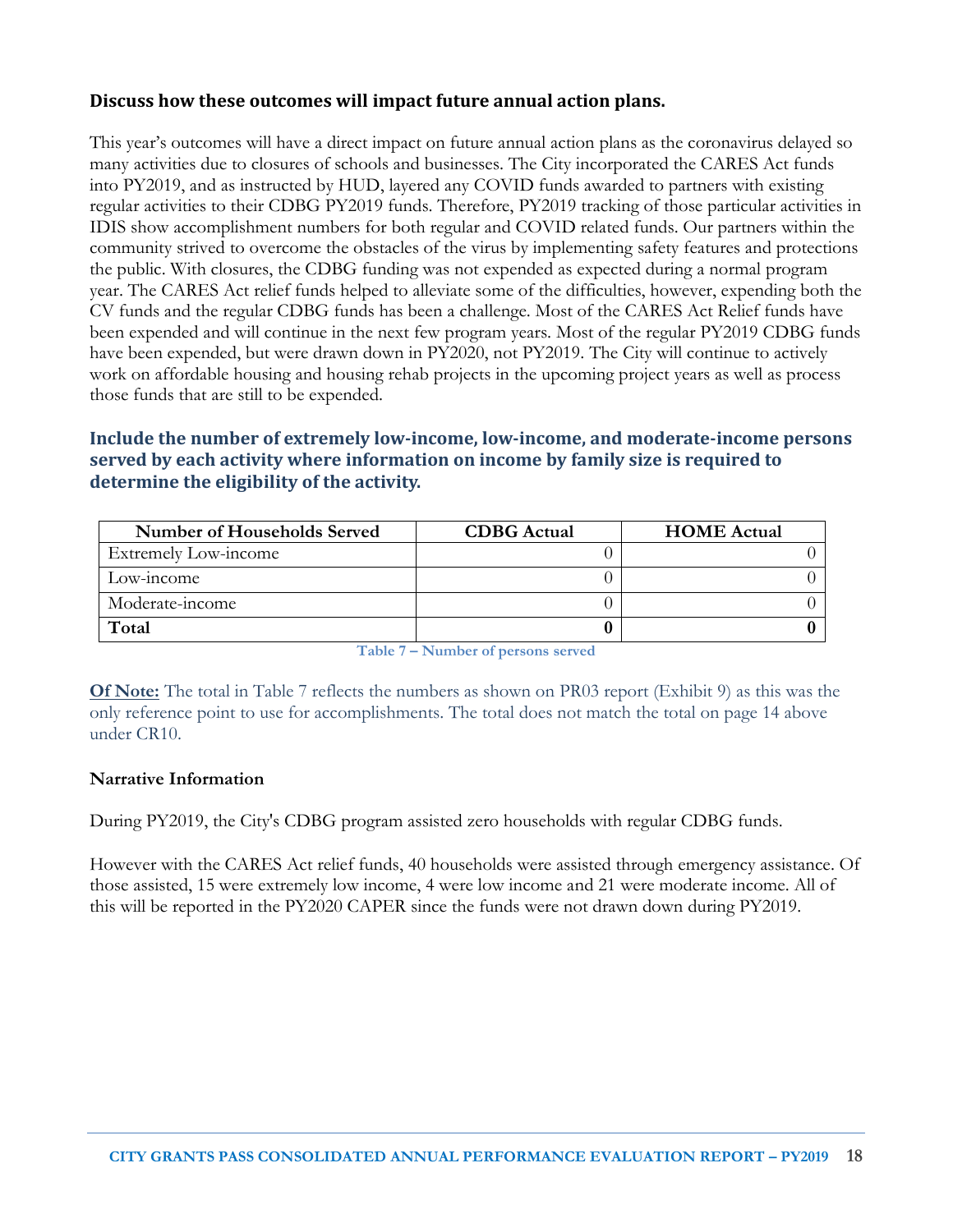### Discuss how these outcomes will impact future annual action plans.

This year's outcomes will have a direct impact on future annual action plans as the coronavirus delayed so many activities due to closures of schools and businesses. The City incorporated the CARES Act funds into PY2019, and as instructed by HUD, layered any COVID funds awarded to partners with existing regular activities to their CDBG PY2019 funds. Therefore, PY2019 tracking of those particular activities in IDIS show accomplishment numbers for both regular and COVID related funds. Our partners within the community strived to overcome the obstacles of the virus by implementing safety features and protections the public. With closures, the CDBG funding was not expended as expected during a normal program year. The CARES Act relief funds helped to alleviate some of the difficulties, however, expending both the CV funds and the regular CDBG funds has been a challenge. Most of the CARES Act Relief funds have been expended and will continue in the next few program years. Most of the regular PY2019 CDBG funds have been expended, but were drawn down in PY2020, not PY2019. The City will continue to actively work on affordable housing and housing rehab projects in the upcoming project years as well as process those funds that are still to be expended.

### Include the number of extremely low-income, low-income, and moderate-income persons served by each activity where information on income by family size is required to determine the eligibility of the activity.

| Number of Households Served | CDBG Actual | HOME Actual |
|---|---|---|
| Extremely Low-income | 0 | 0 |
| Low-income | 0 | 0 |
| Moderate-income | 0 | 0 |
| **Total** | **0** | **0** |

**Table 7 – Number of persons served**

**Of Note:** The total in Table 7 reflects the numbers as shown on PR03 report (Exhibit 9) as this was the only reference point to use for accomplishments. The total does not match the total on page 14 above under CR10.

**Narrative Information**

During PY2019, the City's CDBG program assisted zero households with regular CDBG funds.

However with the CARES Act relief funds, 40 households were assisted through emergency assistance. Of those assisted, 15 were extremely low income, 4 were low income and 21 were moderate income. All of this will be reported in the PY2020 CAPER since the funds were not drawn down during PY2019.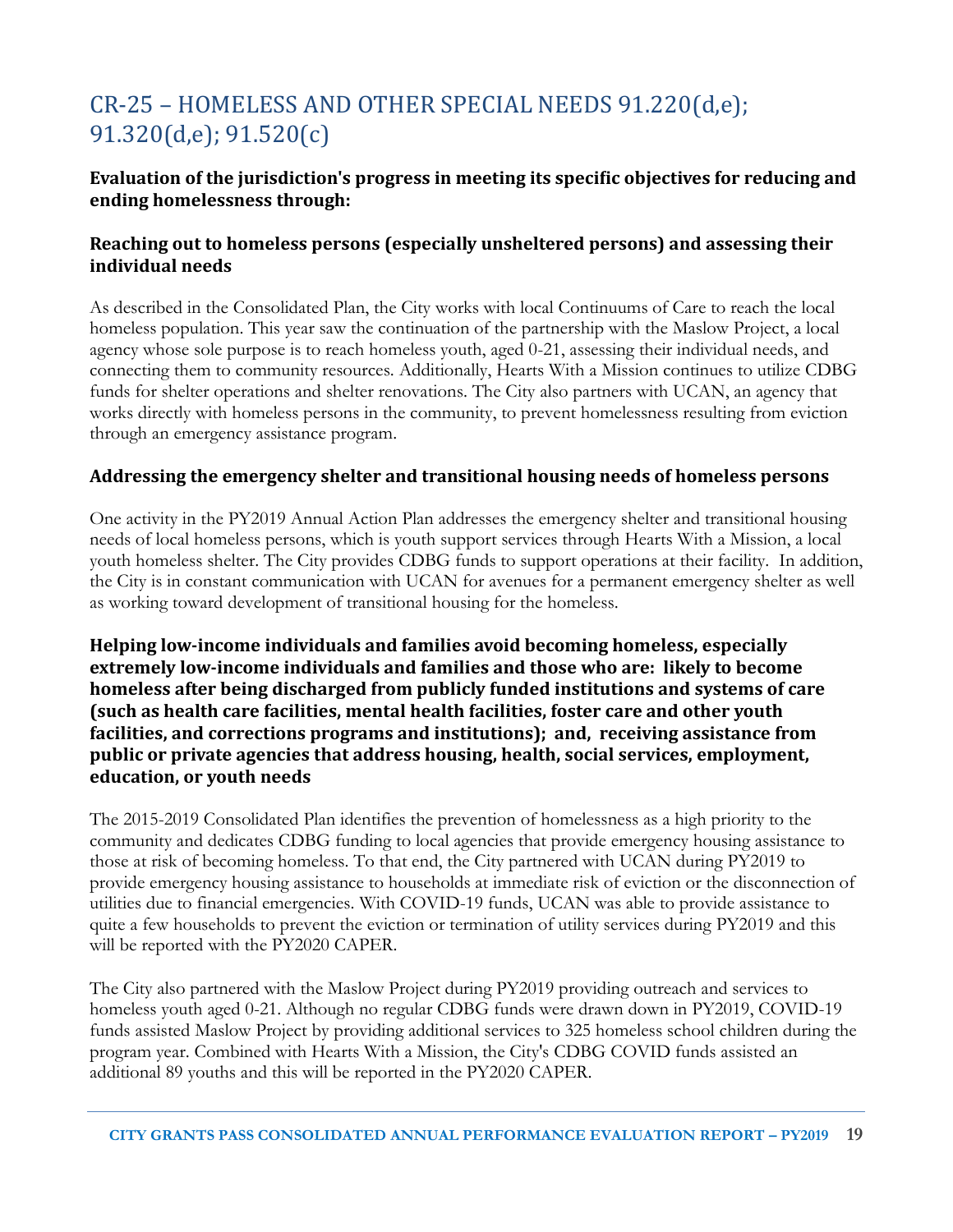# CR-25 – HOMELESS AND OTHER SPECIAL NEEDS 91.220(d,e); 91.320(d,e); 91.520(c)

### Evaluation of the jurisdiction's progress in meeting its specific objectives for reducing and ending homelessness through:

### Reaching out to homeless persons (especially unsheltered persons) and assessing their individual needs

As described in the Consolidated Plan, the City works with local Continuums of Care to reach the local homeless population. This year saw the continuation of the partnership with the Maslow Project, a local agency whose sole purpose is to reach homeless youth, aged 0-21, assessing their individual needs, and connecting them to community resources. Additionally, Hearts With a Mission continues to utilize CDBG funds for shelter operations and shelter renovations. The City also partners with UCAN, an agency that works directly with homeless persons in the community, to prevent homelessness resulting from eviction through an emergency assistance program.

### Addressing the emergency shelter and transitional housing needs of homeless persons

One activity in the PY2019 Annual Action Plan addresses the emergency shelter and transitional housing needs of local homeless persons, which is youth support services through Hearts With a Mission, a local youth homeless shelter. The City provides CDBG funds to support operations at their facility. In addition, the City is in constant communication with UCAN for avenues for a permanent emergency shelter as well as working toward development of transitional housing for the homeless.

### Helping low-income individuals and families avoid becoming homeless, especially extremely low-income individuals and families and those who are: likely to become homeless after being discharged from publicly funded institutions and systems of care (such as health care facilities, mental health facilities, foster care and other youth facilities, and corrections programs and institutions); and, receiving assistance from public or private agencies that address housing, health, social services, employment, education, or youth needs

The 2015-2019 Consolidated Plan identifies the prevention of homelessness as a high priority to the community and dedicates CDBG funding to local agencies that provide emergency housing assistance to those at risk of becoming homeless. To that end, the City partnered with UCAN during PY2019 to provide emergency housing assistance to households at immediate risk of eviction or the disconnection of utilities due to financial emergencies. With COVID-19 funds, UCAN was able to provide assistance to quite a few households to prevent the eviction or termination of utility services during PY2019 and this will be reported with the PY2020 CAPER.

The City also partnered with the Maslow Project during PY2019 providing outreach and services to homeless youth aged 0-21. Although no regular CDBG funds were drawn down in PY2019, COVID-19 funds assisted Maslow Project by providing additional services to 325 homeless school children during the program year. Combined with Hearts With a Mission, the City's CDBG COVID funds assisted an additional 89 youths and this will be reported in the PY2020 CAPER.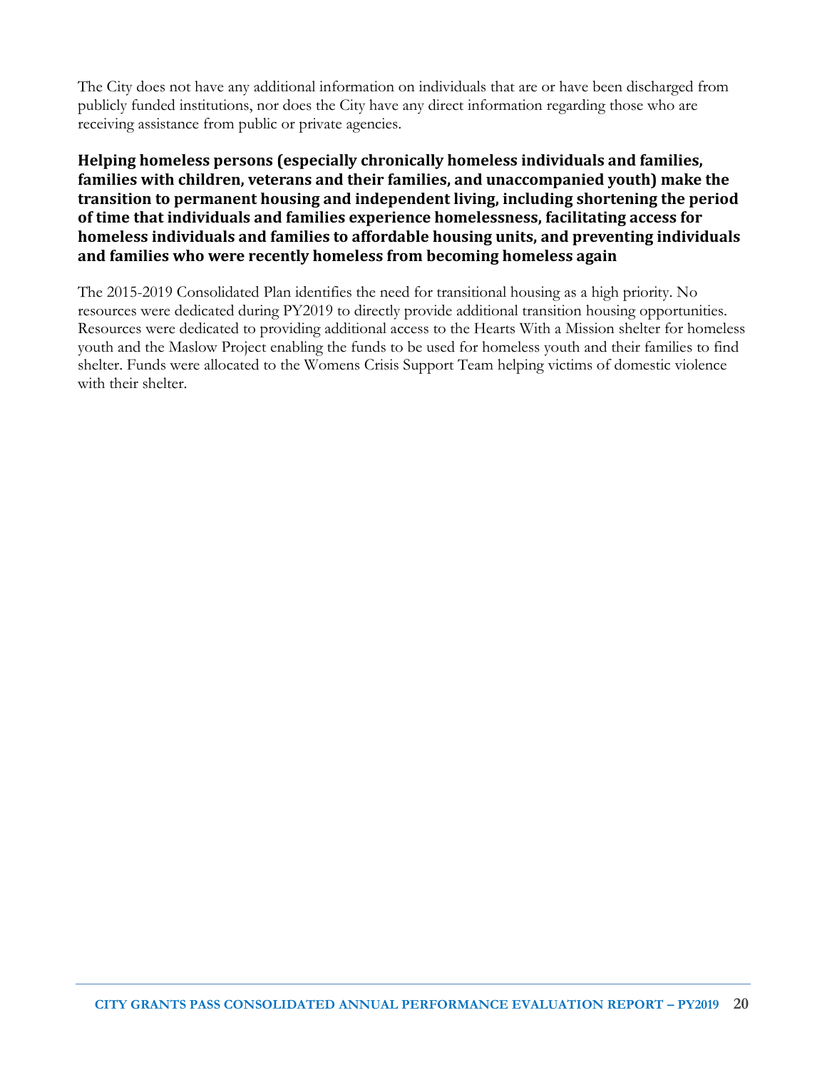The City does not have any additional information on individuals that are or have been discharged from publicly funded institutions, nor does the City have any direct information regarding those who are receiving assistance from public or private agencies.

### Helping homeless persons (especially chronically homeless individuals and families, families with children, veterans and their families, and unaccompanied youth) make the transition to permanent housing and independent living, including shortening the period of time that individuals and families experience homelessness, facilitating access for homeless individuals and families to affordable housing units, and preventing individuals and families who were recently homeless from becoming homeless again

The 2015-2019 Consolidated Plan identifies the need for transitional housing as a high priority. No resources were dedicated during PY2019 to directly provide additional transition housing opportunities. Resources were dedicated to providing additional access to the Hearts With a Mission shelter for homeless youth and the Maslow Project enabling the funds to be used for homeless youth and their families to find shelter. Funds were allocated to the Womens Crisis Support Team helping victims of domestic violence with their shelter.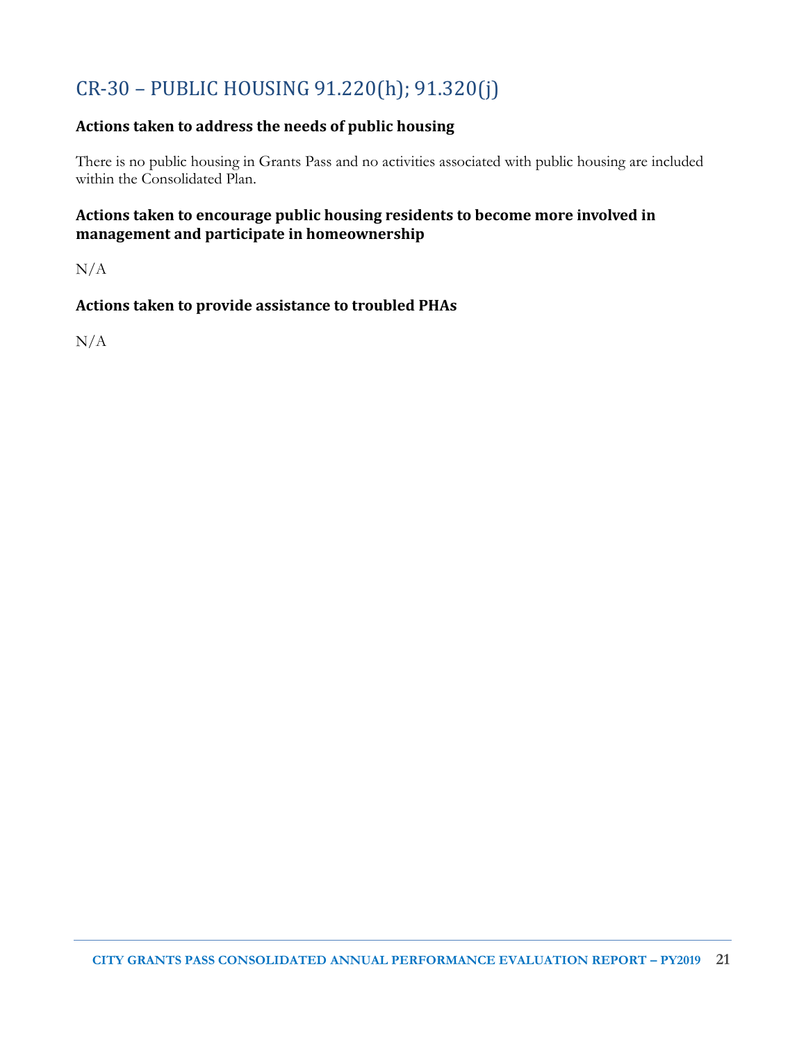# CR-30 – PUBLIC HOUSING 91.220(h); 91.320(j)

### Actions taken to address the needs of public housing

There is no public housing in Grants Pass and no activities associated with public housing are included within the Consolidated Plan.

### Actions taken to encourage public housing residents to become more involved in management and participate in homeownership

N/A

### Actions taken to provide assistance to troubled PHAs

N/A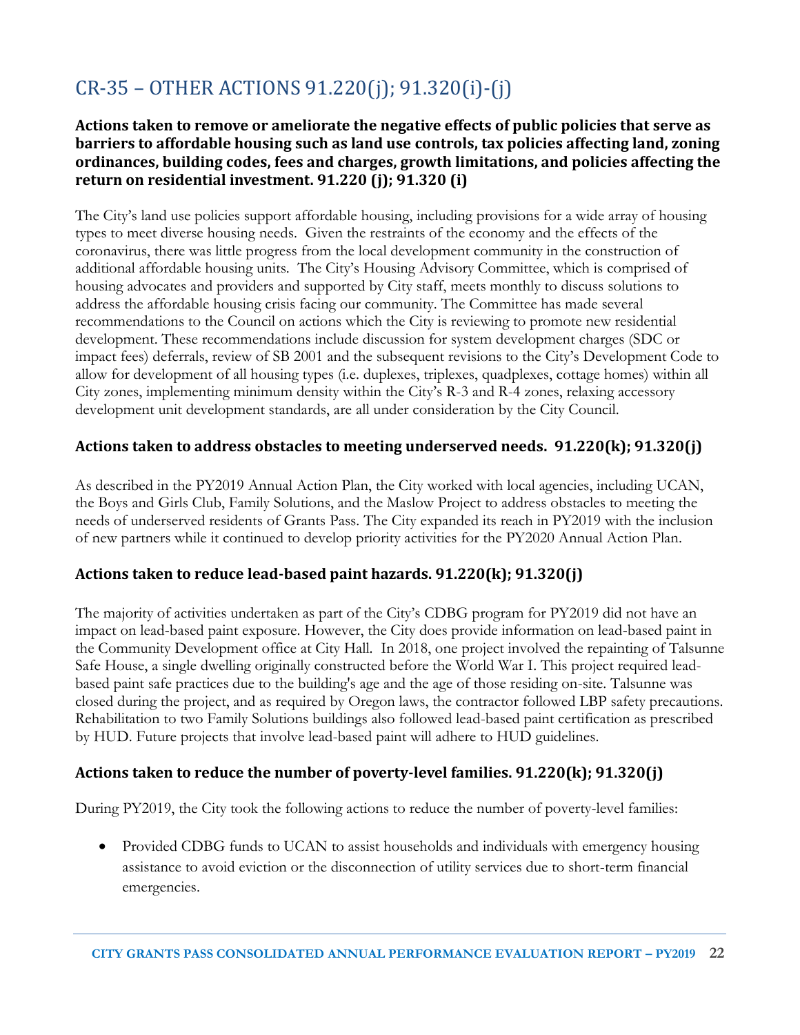# CR-35 – OTHER ACTIONS 91.220(j); 91.320(i)-(j)

### Actions taken to remove or ameliorate the negative effects of public policies that serve as barriers to affordable housing such as land use controls, tax policies affecting land, zoning ordinances, building codes, fees and charges, growth limitations, and policies affecting the return on residential investment. 91.220 (j); 91.320 (i)

The City's land use policies support affordable housing, including provisions for a wide array of housing types to meet diverse housing needs. Given the restraints of the economy and the effects of the coronavirus, there was little progress from the local development community in the construction of additional affordable housing units. The City's Housing Advisory Committee, which is comprised of housing advocates and providers and supported by City staff, meets monthly to discuss solutions to address the affordable housing crisis facing our community. The Committee has made several recommendations to the Council on actions which the City is reviewing to promote new residential development. These recommendations include discussion for system development charges (SDC or impact fees) deferrals, review of SB 2001 and the subsequent revisions to the City's Development Code to allow for development of all housing types (i.e. duplexes, triplexes, quadplexes, cottage homes) within all City zones, implementing minimum density within the City's R-3 and R-4 zones, relaxing accessory development unit development standards, are all under consideration by the City Council.

### Actions taken to address obstacles to meeting underserved needs. 91.220(k); 91.320(j)

As described in the PY2019 Annual Action Plan, the City worked with local agencies, including UCAN, the Boys and Girls Club, Family Solutions, and the Maslow Project to address obstacles to meeting the needs of underserved residents of Grants Pass. The City expanded its reach in PY2019 with the inclusion of new partners while it continued to develop priority activities for the PY2020 Annual Action Plan.

### Actions taken to reduce lead-based paint hazards. 91.220(k); 91.320(j)

The majority of activities undertaken as part of the City's CDBG program for PY2019 did not have an impact on lead-based paint exposure. However, the City does provide information on lead-based paint in the Community Development office at City Hall. In 2018, one project involved the repainting of Talsunne Safe House, a single dwelling originally constructed before the World War I. This project required lead-based paint safe practices due to the building's age and the age of those residing on-site. Talsunne was closed during the project, and as required by Oregon laws, the contractor followed LBP safety precautions. Rehabilitation to two Family Solutions buildings also followed lead-based paint certification as prescribed by HUD. Future projects that involve lead-based paint will adhere to HUD guidelines.

### Actions taken to reduce the number of poverty-level families. 91.220(k); 91.320(j)

During PY2019, the City took the following actions to reduce the number of poverty-level families:

- Provided CDBG funds to UCAN to assist households and individuals with emergency housing assistance to avoid eviction or the disconnection of utility services due to short-term financial emergencies.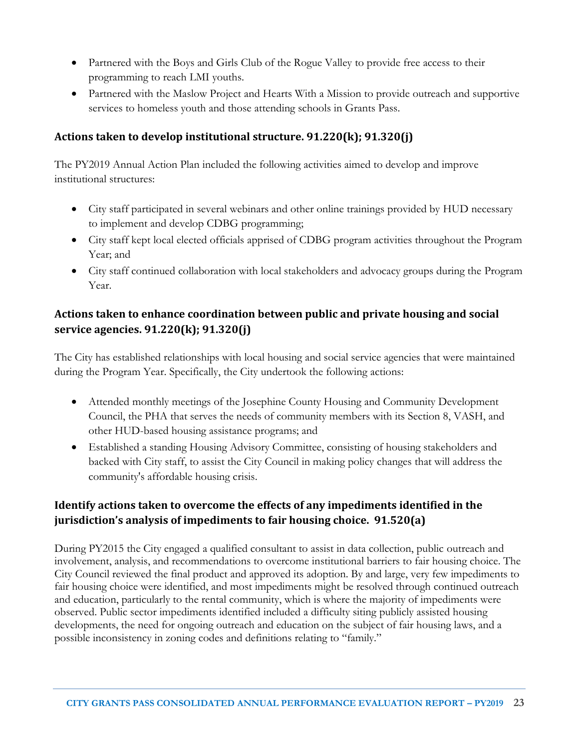- Partnered with the Boys and Girls Club of the Rogue Valley to provide free access to their programming to reach LMI youths.
- Partnered with the Maslow Project and Hearts With a Mission to provide outreach and supportive services to homeless youth and those attending schools in Grants Pass.

### Actions taken to develop institutional structure. 91.220(k); 91.320(j)

The PY2019 Annual Action Plan included the following activities aimed to develop and improve institutional structures:

- City staff participated in several webinars and other online trainings provided by HUD necessary to implement and develop CDBG programming;
- City staff kept local elected officials apprised of CDBG program activities throughout the Program Year; and
- City staff continued collaboration with local stakeholders and advocacy groups during the Program Year.

### Actions taken to enhance coordination between public and private housing and social service agencies. 91.220(k); 91.320(j)

The City has established relationships with local housing and social service agencies that were maintained during the Program Year. Specifically, the City undertook the following actions:

- Attended monthly meetings of the Josephine County Housing and Community Development Council, the PHA that serves the needs of community members with its Section 8, VASH, and other HUD-based housing assistance programs; and
- Established a standing Housing Advisory Committee, consisting of housing stakeholders and backed with City staff, to assist the City Council in making policy changes that will address the community's affordable housing crisis.

### Identify actions taken to overcome the effects of any impediments identified in the jurisdiction's analysis of impediments to fair housing choice. 91.520(a)

During PY2015 the City engaged a qualified consultant to assist in data collection, public outreach and involvement, analysis, and recommendations to overcome institutional barriers to fair housing choice. The City Council reviewed the final product and approved its adoption. By and large, very few impediments to fair housing choice were identified, and most impediments might be resolved through continued outreach and education, particularly to the rental community, which is where the majority of impediments were observed. Public sector impediments identified included a difficulty siting publicly assisted housing developments, the need for ongoing outreach and education on the subject of fair housing laws, and a possible inconsistency in zoning codes and definitions relating to "family."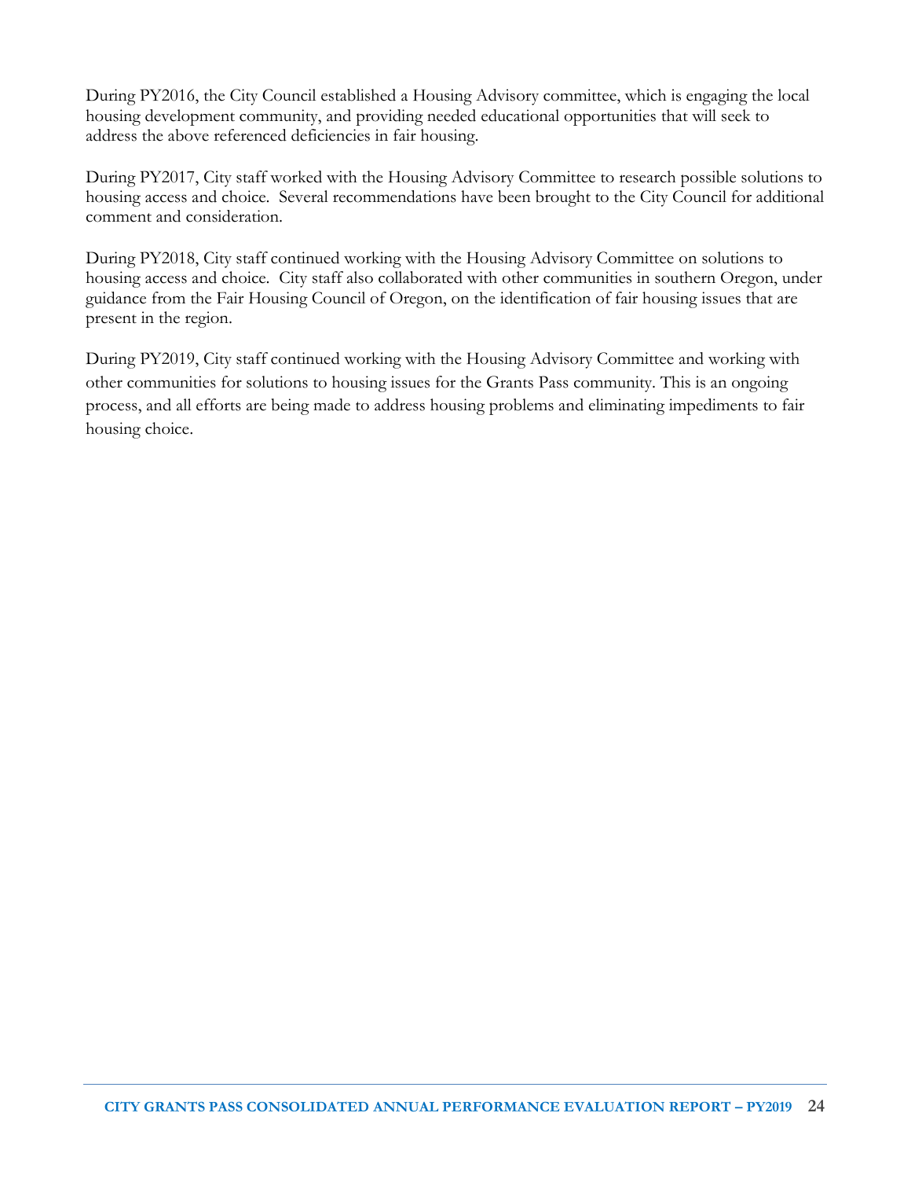During PY2016, the City Council established a Housing Advisory committee, which is engaging the local housing development community, and providing needed educational opportunities that will seek to address the above referenced deficiencies in fair housing.

During PY2017, City staff worked with the Housing Advisory Committee to research possible solutions to housing access and choice. Several recommendations have been brought to the City Council for additional comment and consideration.

During PY2018, City staff continued working with the Housing Advisory Committee on solutions to housing access and choice. City staff also collaborated with other communities in southern Oregon, under guidance from the Fair Housing Council of Oregon, on the identification of fair housing issues that are present in the region.

During PY2019, City staff continued working with the Housing Advisory Committee and working with other communities for solutions to housing issues for the Grants Pass community. This is an ongoing process, and all efforts are being made to address housing problems and eliminating impediments to fair housing choice.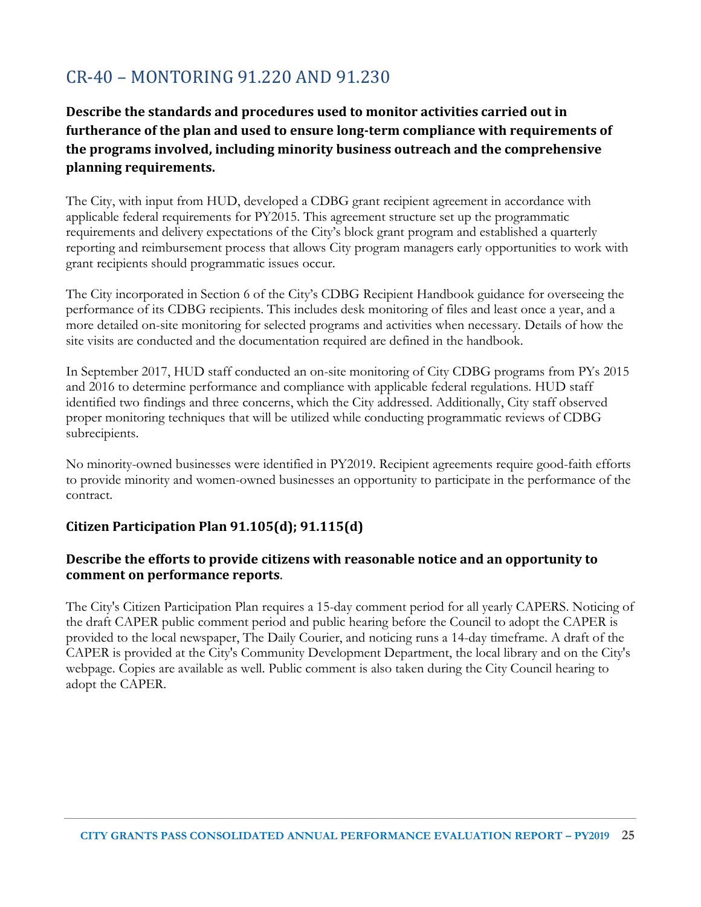# CR-40 – MONTORING 91.220 AND 91.230

### Describe the standards and procedures used to monitor activities carried out in furtherance of the plan and used to ensure long-term compliance with requirements of the programs involved, including minority business outreach and the comprehensive planning requirements.

The City, with input from HUD, developed a CDBG grant recipient agreement in accordance with applicable federal requirements for PY2015. This agreement structure set up the programmatic requirements and delivery expectations of the City's block grant program and established a quarterly reporting and reimbursement process that allows City program managers early opportunities to work with grant recipients should programmatic issues occur.

The City incorporated in Section 6 of the City's CDBG Recipient Handbook guidance for overseeing the performance of its CDBG recipients. This includes desk monitoring of files and least once a year, and a more detailed on-site monitoring for selected programs and activities when necessary. Details of how the site visits are conducted and the documentation required are defined in the handbook.

In September 2017, HUD staff conducted an on-site monitoring of City CDBG programs from PYs 2015 and 2016 to determine performance and compliance with applicable federal regulations. HUD staff identified two findings and three concerns, which the City addressed. Additionally, City staff observed proper monitoring techniques that will be utilized while conducting programmatic reviews of CDBG subrecipients.

No minority-owned businesses were identified in PY2019. Recipient agreements require good-faith efforts to provide minority and women-owned businesses an opportunity to participate in the performance of the contract.

### Citizen Participation Plan 91.105(d); 91.115(d)

### Describe the efforts to provide citizens with reasonable notice and an opportunity to comment on performance reports.

The City's Citizen Participation Plan requires a 15-day comment period for all yearly CAPERS. Noticing of the draft CAPER public comment period and public hearing before the Council to adopt the CAPER is provided to the local newspaper, The Daily Courier, and noticing runs a 14-day timeframe. A draft of the CAPER is provided at the City's Community Development Department, the local library and on the City's webpage. Copies are available as well. Public comment is also taken during the City Council hearing to adopt the CAPER.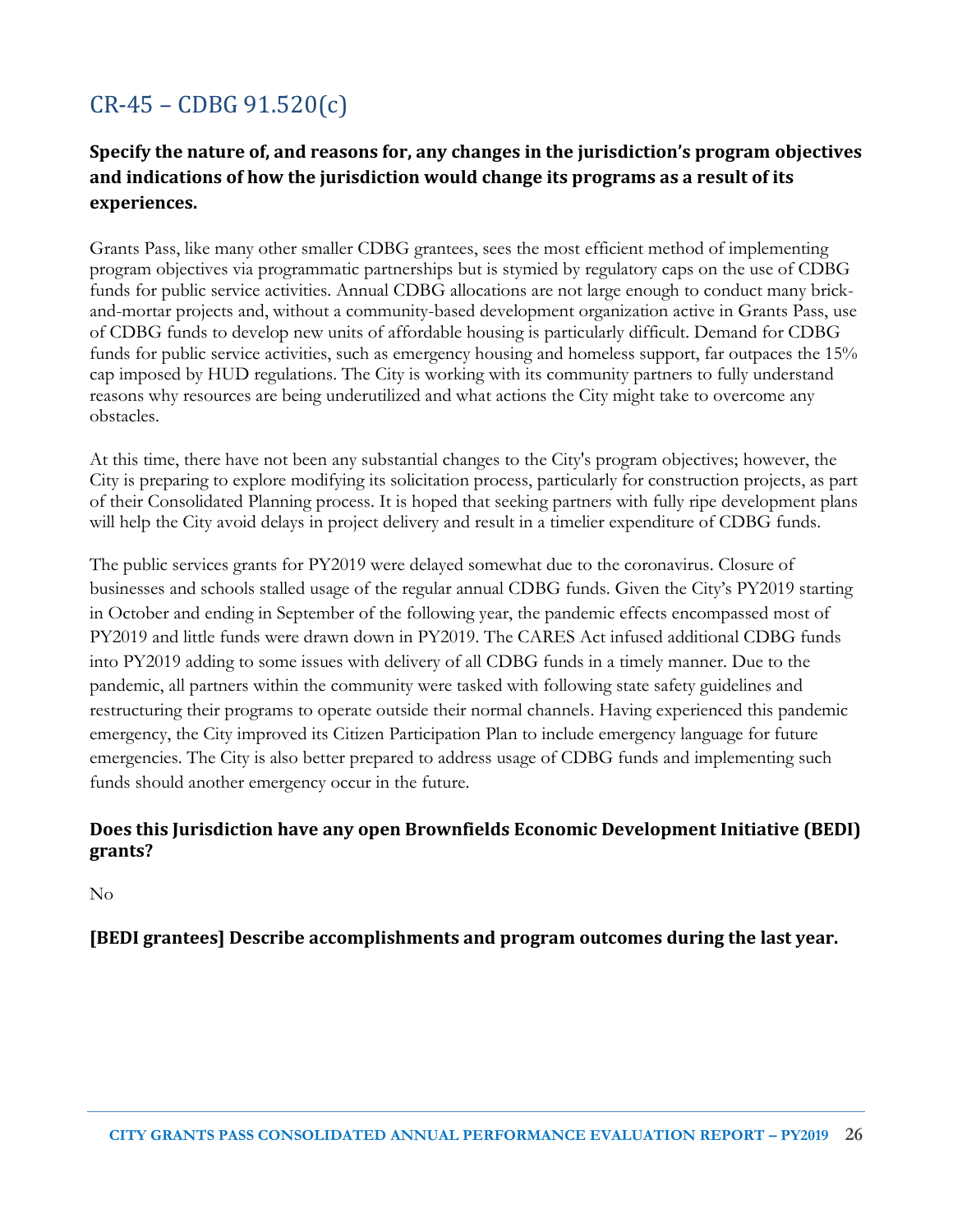## CR-45 – CDBG 91.520(c)

### Specify the nature of, and reasons for, any changes in the jurisdiction's program objectives and indications of how the jurisdiction would change its programs as a result of its experiences.

Grants Pass, like many other smaller CDBG grantees, sees the most efficient method of implementing program objectives via programmatic partnerships but is stymied by regulatory caps on the use of CDBG funds for public service activities. Annual CDBG allocations are not large enough to conduct many brick-and-mortar projects and, without a community-based development organization active in Grants Pass, use of CDBG funds to develop new units of affordable housing is particularly difficult. Demand for CDBG funds for public service activities, such as emergency housing and homeless support, far outpaces the 15% cap imposed by HUD regulations. The City is working with its community partners to fully understand reasons why resources are being underutilized and what actions the City might take to overcome any obstacles.

At this time, there have not been any substantial changes to the City's program objectives; however, the City is preparing to explore modifying its solicitation process, particularly for construction projects, as part of their Consolidated Planning process. It is hoped that seeking partners with fully ripe development plans will help the City avoid delays in project delivery and result in a timelier expenditure of CDBG funds.

The public services grants for PY2019 were delayed somewhat due to the coronavirus. Closure of businesses and schools stalled usage of the regular annual CDBG funds. Given the City's PY2019 starting in October and ending in September of the following year, the pandemic effects encompassed most of PY2019 and little funds were drawn down in PY2019. The CARES Act infused additional CDBG funds into PY2019 adding to some issues with delivery of all CDBG funds in a timely manner. Due to the pandemic, all partners within the community were tasked with following state safety guidelines and restructuring their programs to operate outside their normal channels. Having experienced this pandemic emergency, the City improved its Citizen Participation Plan to include emergency language for future emergencies. The City is also better prepared to address usage of CDBG funds and implementing such funds should another emergency occur in the future.

### Does this Jurisdiction have any open Brownfields Economic Development Initiative (BEDI) grants?

No

### [BEDI grantees] Describe accomplishments and program outcomes during the last year.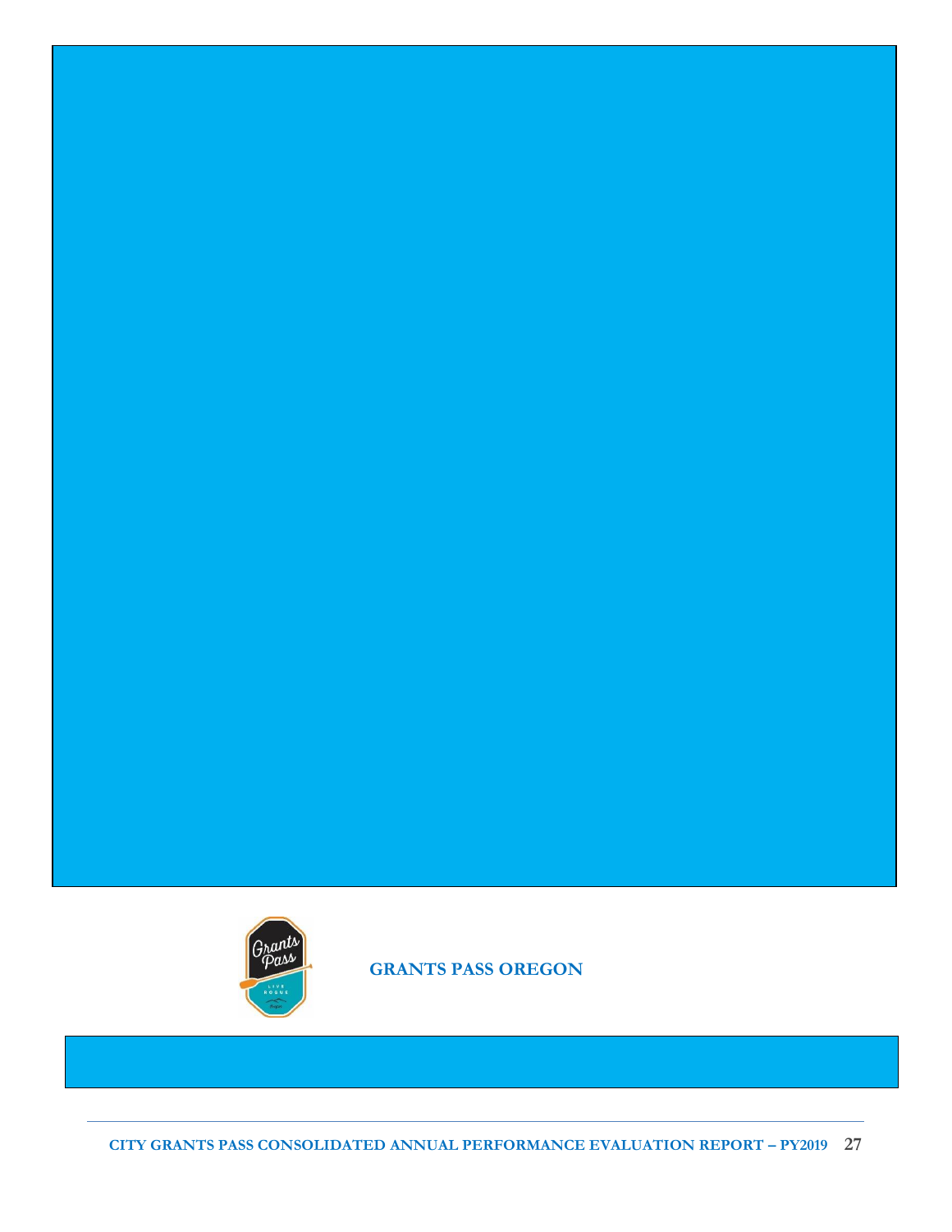**GRANTS PASS OREGON**